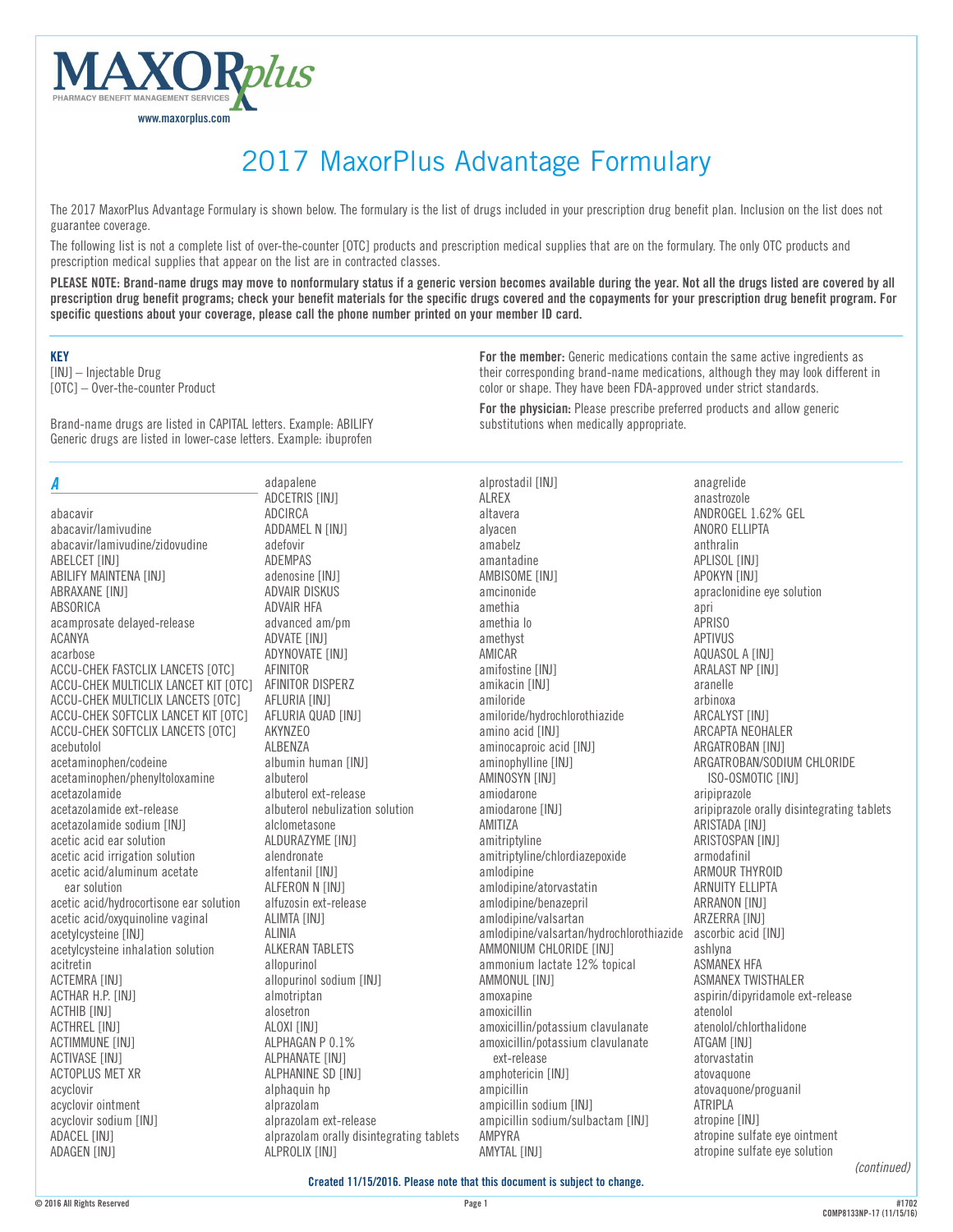MAXOR*plus*
PHARMACY BENEFIT MANAGEMENT SERVICES
www.maxorplus.com

# 2017 MaxorPlus Advantage Formulary

The 2017 MaxorPlus Advantage Formulary is shown below. The formulary is the list of drugs included in your prescription drug benefit plan. Inclusion on the list does not guarantee coverage.

The following list is not a complete list of over-the-counter [OTC] products and prescription medical supplies that are on the formulary. The only OTC products and prescription medical supplies that appear on the list are in contracted classes.

**PLEASE NOTE: Brand-name drugs may move to nonformulary status if a generic version becomes available during the year. Not all the drugs listed are covered by all prescription drug benefit programs; check your benefit materials for the specific drugs covered and the copayments for your prescription drug benefit program. For specific questions about your coverage, please call the phone number printed on your member ID card.**

**KEY**
[INJ] – Injectable Drug
[OTC] – Over-the-counter Product

Brand-name drugs are listed in CAPITAL letters. Example: ABILIFY
Generic drugs are listed in lower-case letters. Example: ibuprofen

**For the member:** Generic medications contain the same active ingredients as their corresponding brand-name medications, although they may look different in color or shape. They have been FDA-approved under strict standards.

**For the physician:** Please prescribe preferred products and allow generic substitutions when medically appropriate.

## *A*

abacavir
abacavir/lamivudine
abacavir/lamivudine/zidovudine
ABELCET [INJ]
ABILIFY MAINTENA [INJ]
ABRAXANE [INJ]
ABSORICA
acamprosate delayed-release
ACANYA
acarbose
ACCU-CHEK FASTCLIX LANCETS [OTC]
ACCU-CHEK MULTICLIX LANCET KIT [OTC]
ACCU-CHEK MULTICLIX LANCETS [OTC]
ACCU-CHEK SOFTCLIX LANCET KIT [OTC]
ACCU-CHEK SOFTCLIX LANCETS [OTC]
acebutolol
acetaminophen/codeine
acetaminophen/phenyltoloxamine
acetazolamide
acetazolamide ext-release
acetazolamide sodium [INJ]
acetic acid ear solution
acetic acid irrigation solution
acetic acid/aluminum acetate ear solution
acetic acid/hydrocortisone ear solution
acetic acid/oxyquinoline vaginal
acetylcysteine [INJ]
acetylcysteine inhalation solution
acitretin
ACTEMRA [INJ]
ACTHAR H.P. [INJ]
ACTHIB [INJ]
ACTHREL [INJ]
ACTIMMUNE [INJ]
ACTIVASE [INJ]
ACTOPLUS MET XR
acyclovir
acyclovir ointment
acyclovir sodium [INJ]
ADACEL [INJ]
ADAGEN [INJ]
adapalene
ADCETRIS [INJ]
ADCIRCA
ADDAMEL N [INJ]
adefovir
ADEMPAS
adenosine [INJ]
ADVAIR DISKUS
ADVAIR HFA
advanced am/pm
ADVATE [INJ]
ADYNOVATE [INJ]
AFINITOR
AFINITOR DISPERZ
AFLURIA [INJ]
AFLURIA QUAD [INJ]
AKYNZEO
ALBENZA
albumin human [INJ]
albuterol
albuterol ext-release
albuterol nebulization solution
alclometasone
ALDURAZYME [INJ]
alendronate
alfentanil [INJ]
ALFERON N [INJ]
alfuzosin ext-release
ALIMTA [INJ]
ALINIA
ALKERAN TABLETS
allopurinol
allopurinol sodium [INJ]
almotriptan
alosetron
ALOXI [INJ]
ALPHAGAN P 0.1%
ALPHANATE [INJ]
ALPHANINE SD [INJ]
alphaquin hp
alprazolam
alprazolam ext-release
alprazolam orally disintegrating tablets
ALPROLIX [INJ]
alprostadil [INJ]
ALREX
altavera
alyacen
amabelz
amantadine
AMBISOME [INJ]
amcinonide
amethia
amethia lo
amethyst
AMICAR
amifostine [INJ]
amikacin [INJ]
amiloride
amiloride/hydrochlorothiazide
amino acid [INJ]
aminocaproic acid [INJ]
aminophylline [INJ]
AMINOSYN [INJ]
amiodarone
amiodarone [INJ]
AMITIZA
amitriptyline
amitriptyline/chlordiazepoxide
amlodipine
amlodipine/atorvastatin
amlodipine/benazepril
amlodipine/valsartan
amlodipine/valsartan/hydrochlorothiazide
AMMONIUM CHLORIDE [INJ]
ammonium lactate 12% topical
AMMONUL [INJ]
amoxapine
amoxicillin
amoxicillin/potassium clavulanate
amoxicillin/potassium clavulanate ext-release
amphotericin [INJ]
ampicillin
ampicillin sodium [INJ]
ampicillin sodium/sulbactam [INJ]
AMPYRA
AMYTAL [INJ]
anagrelide
anastrozole
ANDROGEL 1.62% GEL
ANORO ELLIPTA
anthralin
APLISOL [INJ]
APOKYN [INJ]
apraclonidine eye solution
apri
APRISO
APTIVUS
AQUASOL A [INJ]
ARALAST NP [INJ]
aranelle
arbinoxa
ARCALYST [INJ]
ARCAPTA NEOHALER
ARGATROBAN [INJ]
ARGATROBAN/SODIUM CHLORIDE ISO-OSMOTIC [INJ]
aripiprazole
aripiprazole orally disintegrating tablets
ARISTADA [INJ]
ARISTOSPAN [INJ]
armodafinil
ARMOUR THYROID
ARNUITY ELLIPTA
ARRANON [INJ]
ARZERRA [INJ]
ascorbic acid [INJ]
ashlyna
ASMANEX HFA
ASMANEX TWISTHALER
aspirin/dipyridamole ext-release
atenolol
atenolol/chlorthalidone
ATGAM [INJ]
atorvastatin
atovaquone
atovaquone/proguanil
ATRIPLA
atropine [INJ]
atropine sulfate eye ointment
atropine sulfate eye solution

*(continued)*

**Created 11/15/2016. Please note that this document is subject to change.**

© 2016 All Rights Reserved
#1702
COMP8133NP-17 (11/15/16)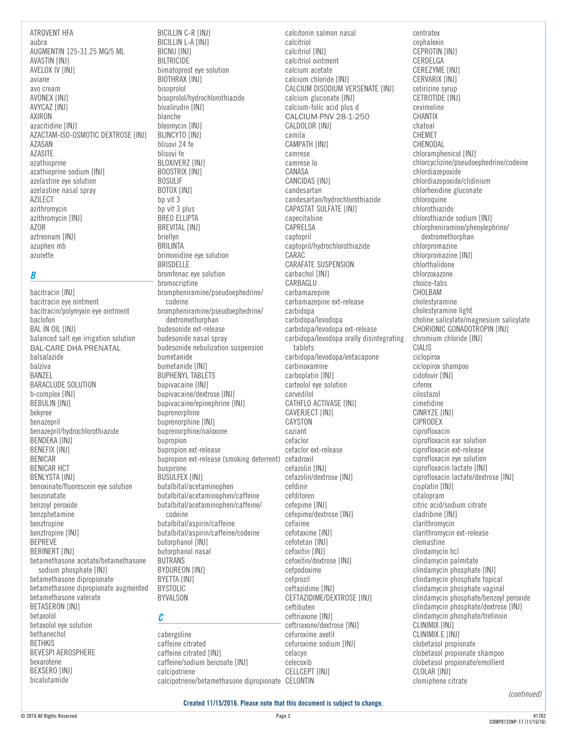ATROVENT HFA
aubra
AUGMENTIN 125-31.25 MG/5 ML
AVASTIN [INJ]
AVELOX IV [INJ]
aviane
avo cream
AVONEX [INJ]
AVYCAZ [INJ]
AXIRON
azacitidine [INJ]
AZACTAM-ISO-OSMOTIC DEXTROSE [INJ]
AZASAN
AZASITE
azathioprine
azathioprine sodium [INJ]
azelastine eye solution
azelastine nasal spray
AZILECT
azithromycin
azithromycin [INJ]
AZOR
aztreonam [INJ]
azuphen mb
azurette

## B

bacitracin [INJ]
bacitracin eye ointment
bacitracin/polymyxin eye ointment
baclofen
BAL IN OIL [INJ]
balanced salt eye irrigation solution
BAL-CARE DHA PRENATAL
balsalazide
balziva
BANZEL
BARACLUDE SOLUTION
b-complex [INJ]
BEBULIN [INJ]
bekyree
benazepril
benazepril/hydrochlorothiazide
BENDEKA [INJ]
BENEFIX [INJ]
BENICAR
BENICAR HCT
BENLYSTA [INJ]
benoxinate/fluorescein eye solution
benzonatate
benzoyl peroxide
benzphetamine
benztropine
benztropine [INJ]
BEPREVE
BERINERT [INJ]
betamethasone acetate/betamethasone sodium phosphate [INJ]
betamethasone dipropionate
betamethasone dipropionate augmented
betamethasone valerate
BETASERON [INJ]
betaxolol
betaxolol eye solution
bethanechol
BETHKIS
BEVESPI AEROSPHERE
bexarotene
BEXSERO [INJ]
bicalutamide
BICILLIN C-R [INJ]
BICILLIN L-A [INJ]
BICNU [INJ]
BILTRICIDE
bimatoprost eye solution
BIOTHRAX [INJ]
bisoprolol
bisoprolol/hydrochlorothiazide
bivalirudin [INJ]
blanche
bleomycin [INJ]
BLINCYTO [INJ]
blisovi 24 fe
blisovi fe
BLOXIVERZ [INJ]
BOOSTRIX [INJ]
BOSULIF
BOTOX [INJ]
bp vit 3
bp vit 3 plus
BREO ELLIPTA
BREVITAL [INJ]
briellyn
BRILINTA
brimonidine eye solution
BRISDELLE
bromfenac eye solution
bromocriptine
brompheniramine/pseudoephedrine/codeine
brompheniramine/pseudoephedrine/dextromethorphan
budesonide ext-release
budesonide nasal spray
budesonide nebulization suspension
bumetanide
bumetanide [INJ]
BUPHENYL TABLETS
bupivacaine [INJ]
bupivacaine/dextrose [INJ]
bupivacaine/epinephrine [INJ]
buprenorphine
buprenorphine [INJ]
buprenorphine/naloxone
bupropion
bupropion ext-release
bupropion ext-release (smoking deterrent)
buspirone
BUSULFEX [INJ]
butalbital/acetaminophen
butalbital/acetaminophen/caffeine
butalbital/acetaminophen/caffeine/codeine
butalbital/aspirin/caffeine
butalbital/aspirin/caffeine/codeine
butorphanol [INJ]
butorphanol nasal
BUTRANS
BYDUREON [INJ]
BYETTA [INJ]
BYSTOLIC
BYVALSON

## C

cabergoline
caffeine citrated
caffeine citrated [INJ]
caffeine/sodium benzoate [INJ]
calcipotriene
calcipotriene/betamethasone dipropionate
calcitonin salmon nasal
calcitriol
calcitriol [INJ]
calcitriol ointment
calcium acetate
calcium chloride [INJ]
CALCIUM DISODIUM VERSENATE [INJ]
calcium gluconate [INJ]
calcium-folic acid plus d
CALCIUM-PNV 28-1-250
CALDOLOR [INJ]
camila
CAMPATH [INJ]
camrese
camrese lo
CANASA
CANCIDAS [INJ]
candesartan
candesartan/hydrochlorothiazide
CAPASTAT SULFATE [INJ]
capecitabine
CAPRELSA
captopril
captopril/hydrochlorothiazide
CARAC
CARAFATE SUSPENSION
carbachol [INJ]
CARBAGLU
carbamazepine
carbamazepine ext-release
carbidopa
carbidopa/levodopa
carbidopa/levodopa ext-release
carbidopa/levodopa orally disintegrating tablets
carbidopa/levodopa/entacapone
carbinoxamine
carboplatin [INJ]
carteolol eye solution
carvedilol
CATHFLO ACTIVASE [INJ]
CAVERJECT [INJ]
CAYSTON
caziant
cefaclor
cefaclor ext-release
cefadroxil
cefazolin [INJ]
cefazolin/dextrose [INJ]
cefdinir
cefditoren
cefepime [INJ]
cefepime/dextrose [INJ]
cefixime
cefotaxime [INJ]
cefotetan [INJ]
cefoxitin [INJ]
cefoxitin/dextrose [INJ]
cefpodoxime
cefprozil
ceftazidime [INJ]
CEFTAZIDIME/DEXTROSE [INJ]
ceftibuten
ceftriaxone [INJ]
ceftriaxone/dextrose [INJ]
cefuroxime axetil
cefuroxime sodium [INJ]
celacyn
celecoxib
CELLCEPT [INJ]
CELONTIN
centratex
cephalexin
CEPROTIN [INJ]
CERDELGA
CEREZYME [INJ]
CERVARIX [INJ]
cetirizine syrup
CETROTIDE [INJ]
cevimeline
CHANTIX
chateal
CHEMET
CHENODAL
chloramphenicol [INJ]
chlorcyclizine/pseudoephedrine/codeine
chlordiazepoxide
chlordiazepoxide/clidinium
chlorhexidine gluconate
chloroquine
chlorothiazide
chlorothiazide sodium [INJ]
chlorpheniramine/phenylephrine/dextromethorphan
chlorpromazine
chlorpromazine [INJ]
chlorthalidone
chlorzoxazone
choice-tabs
CHOLBAM
cholestyramine
cholestyramine light
choline salicylate/magnesium salicylate
CHORIONIC GONADOTROPIN [INJ]
chromium chloride [INJ]
CIALIS
ciclopirox
ciclopirox shampoo
cidofovir [INJ]
ciferex
cilostazol
cimetidine
CINRYZE [INJ]
CIPRODEX
ciprofloxacin
ciprofloxacin ear solution
ciprofloxacin ext-release
ciprofloxacin eye solution
ciprofloxacin lactate [INJ]
ciprofloxacin lactate/dextrose [INJ]
cisplatin [INJ]
citalopram
citric acid/sodium citrate
cladribine [INJ]
clarithromycin
clarithromycin ext-release
clemastine
clindamycin hcl
clindamycin palmitate
clindamycin phosphate [INJ]
clindamycin phosphate topical
clindamycin phosphate vaginal
clindamycin phosphate/benzoyl peroxide
clindamycin phosphate/dextrose [INJ]
clindamycin phosphate/tretinoin
CLINIMIX [INJ]
CLINIMIX E [INJ]
clobetasol propionate
clobetasol propionate shampoo
clobetasol propionate/emollient
CLOLAR [INJ]
clomiphene citrate

*(continued)*

**Created 11/15/2016. Please note that this document is subject to change.**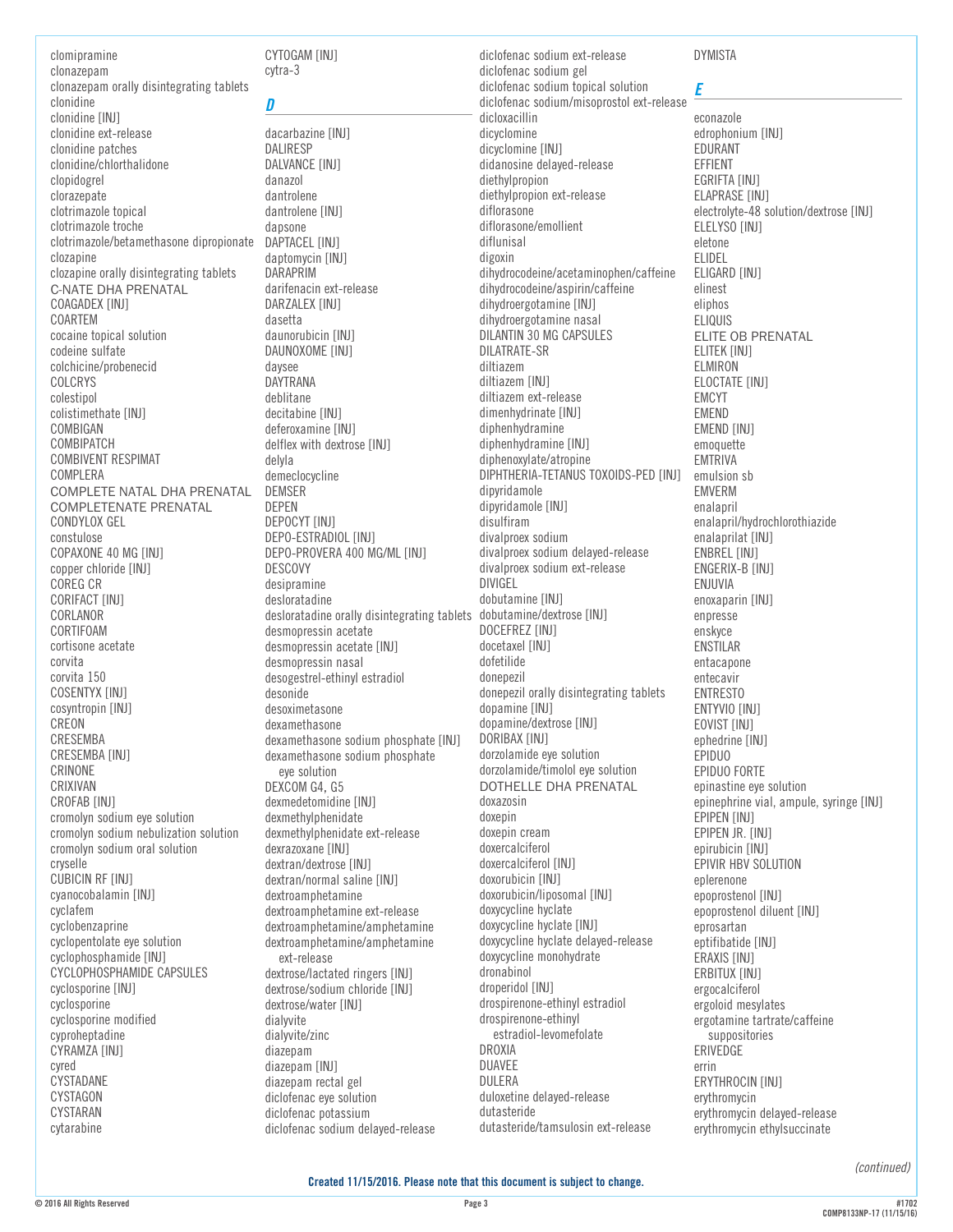clomipramine
clonazepam
clonazepam orally disintegrating tablets
clonidine
clonidine [INJ]
clonidine ext-release
clonidine patches
clonidine/chlorthalidone
clopidogrel
clorazepate
clotrimazole topical
clotrimazole troche
clotrimazole/betamethasone dipropionate
clozapine
clozapine orally disintegrating tablets
C-NATE DHA PRENATAL
COAGADEX [INJ]
COARTEM
cocaine topical solution
codeine sulfate
colchicine/probenecid
COLCRYS
colestipol
colistimethate [INJ]
COMBIGAN
COMBIPATCH
COMBIVENT RESPIMAT
COMPLERA
COMPLETE NATAL DHA PRENATAL
COMPLETENATE PRENATAL
CONDYLOX GEL
constulose
COPAXONE 40 MG [INJ]
copper chloride [INJ]
COREG CR
CORIFACT [INJ]
CORLANOR
CORTIFOAM
cortisone acetate
corvita
corvita 150
COSENTYX [INJ]
cosyntropin [INJ]
CREON
CRESEMBA
CRESEMBA [INJ]
CRINONE
CRIXIVAN
CROFAB [INJ]
cromolyn sodium eye solution
cromolyn sodium nebulization solution
cromolyn sodium oral solution
cryselle
CUBICIN RF [INJ]
cyanocobalamin [INJ]
cyclafem
cyclobenzaprine
cyclopentolate eye solution
cyclophosphamide [INJ]
CYCLOPHOSPHAMIDE CAPSULES
cyclosporine [INJ]
cyclosporine
cyclosporine modified
cyproheptadine
CYRAMZA [INJ]
cyred
CYSTADANE
CYSTAGON
CYSTARAN
cytarabine
CYTOGAM [INJ]
cytra-3

## D

dacarbazine [INJ]
DALIRESP
DALVANCE [INJ]
danazol
dantrolene
dantrolene [INJ]
dapsone
DAPTACEL [INJ]
daptomycin [INJ]
DARAPRIM
darifenacin ext-release
DARZALEX [INJ]
dasetta
daunorubicin [INJ]
DAUNOXOME [INJ]
daysee
DAYTRANA
deblitane
decitabine [INJ]
deferoxamine [INJ]
delflex with dextrose [INJ]
delyla
demeclocycline
DEMSER
DEPEN
DEPOCYT [INJ]
DEPO-ESTRADIOL [INJ]
DEPO-PROVERA 400 MG/ML [INJ]
DESCOVY
desipramine
desloratadine
desloratadine orally disintegrating tablets
desmopressin acetate
desmopressin acetate [INJ]
desmopressin nasal
desogestrel-ethinyl estradiol
desonide
desoximetasone
dexamethasone
dexamethasone sodium phosphate [INJ]
dexamethasone sodium phosphate eye solution
DEXCOM G4, G5
dexmedetomidine [INJ]
dexmethylphenidate
dexmethylphenidate ext-release
dexrazoxane [INJ]
dextran/dextrose [INJ]
dextran/normal saline [INJ]
dextroamphetamine
dextroamphetamine ext-release
dextroamphetamine/amphetamine
dextroamphetamine/amphetamine ext-release
dextrose/lactated ringers [INJ]
dextrose/sodium chloride [INJ]
dextrose/water [INJ]
dialyvite
dialyvite/zinc
diazepam
diazepam [INJ]
diazepam rectal gel
diclofenac eye solution
diclofenac potassium
diclofenac sodium delayed-release
diclofenac sodium ext-release
diclofenac sodium gel
diclofenac sodium topical solution
diclofenac sodium/misoprostol ext-release
dicloxacillin
dicyclomine
dicyclomine [INJ]
didanosine delayed-release
diethylpropion
diethylpropion ext-release
diflorasone
diflorasone/emollient
diflunisal
digoxin
dihydrocodeine/acetaminophen/caffeine
dihydrocodeine/aspirin/caffeine
dihydroergotamine [INJ]
dihydroergotamine nasal
DILANTIN 30 MG CAPSULES
DILATRATE-SR
diltiazem
diltiazem [INJ]
diltiazem ext-release
dimenhydrinate [INJ]
diphenhydramine
diphenhydramine [INJ]
diphenoxylate/atropine
DIPHTHERIA-TETANUS TOXOIDS-PED [INJ]
dipyridamole
dipyridamole [INJ]
disulfiram
divalproex sodium
divalproex sodium delayed-release
divalproex sodium ext-release
DIVIGEL
dobutamine [INJ]
dobutamine/dextrose [INJ]
DOCEFREZ [INJ]
docetaxel [INJ]
dofetilide
donepezil
donepezil orally disintegrating tablets
dopamine [INJ]
dopamine/dextrose [INJ]
DORIBAX [INJ]
dorzolamide eye solution
dorzolamide/timolol eye solution
DOTHELLE DHA PRENATAL
doxazosin
doxepin
doxepin cream
doxercalciferol
doxercalciferol [INJ]
doxorubicin [INJ]
doxorubicin/liposomal [INJ]
doxycycline hyclate
doxycycline hyclate [INJ]
doxycycline hyclate delayed-release
doxycycline monohydrate
dronabinol
droperidol [INJ]
drospirenone-ethinyl estradiol
drospirenone-ethinyl estradiol-levomefolate
DROXIA
DUAVEE
DULERA
duloxetine delayed-release
dutasteride
dutasteride/tamsulosin ext-release
DYMISTA

## E

econazole
edrophonium [INJ]
EDURANT
EFFIENT
EGRIFTA [INJ]
ELAPRASE [INJ]
electrolyte-48 solution/dextrose [INJ]
ELELYSO [INJ]
eletone
ELIDEL
ELIGARD [INJ]
elinest
eliphos
ELIQUIS
ELITE OB PRENATAL
ELITEK [INJ]
ELMIRON
ELOCTATE [INJ]
EMCYT
EMEND
EMEND [INJ]
emoquette
EMTRIVA
emulsion sb
EMVERM
enalapril
enalapril/hydrochlorothiazide
enalaprilat [INJ]
ENBREL [INJ]
ENGERIX-B [INJ]
ENJUVIA
enoxaparin [INJ]
enpresse
enskyce
ENSTILAR
entacapone
entecavir
ENTRESTO
ENTYVIO [INJ]
EOVIST [INJ]
ephedrine [INJ]
EPIDUO
EPIDUO FORTE
epinastine eye solution
epinephrine vial, ampule, syringe [INJ]
EPIPEN [INJ]
EPIPEN JR. [INJ]
epirubicin [INJ]
EPIVIR HBV SOLUTION
eplerenone
epoprostenol [INJ]
epoprostenol diluent [INJ]
eprosartan
eptifibatide [INJ]
ERAXIS [INJ]
ERBITUX [INJ]
ergocalciferol
ergoloid mesylates
ergotamine tartrate/caffeine suppositories
ERIVEDGE
errin
ERYTHROCIN [INJ]
erythromycin
erythromycin delayed-release
erythromycin ethylsuccinate

*(continued)*

**Created 11/15/2016. Please note that this document is subject to change.**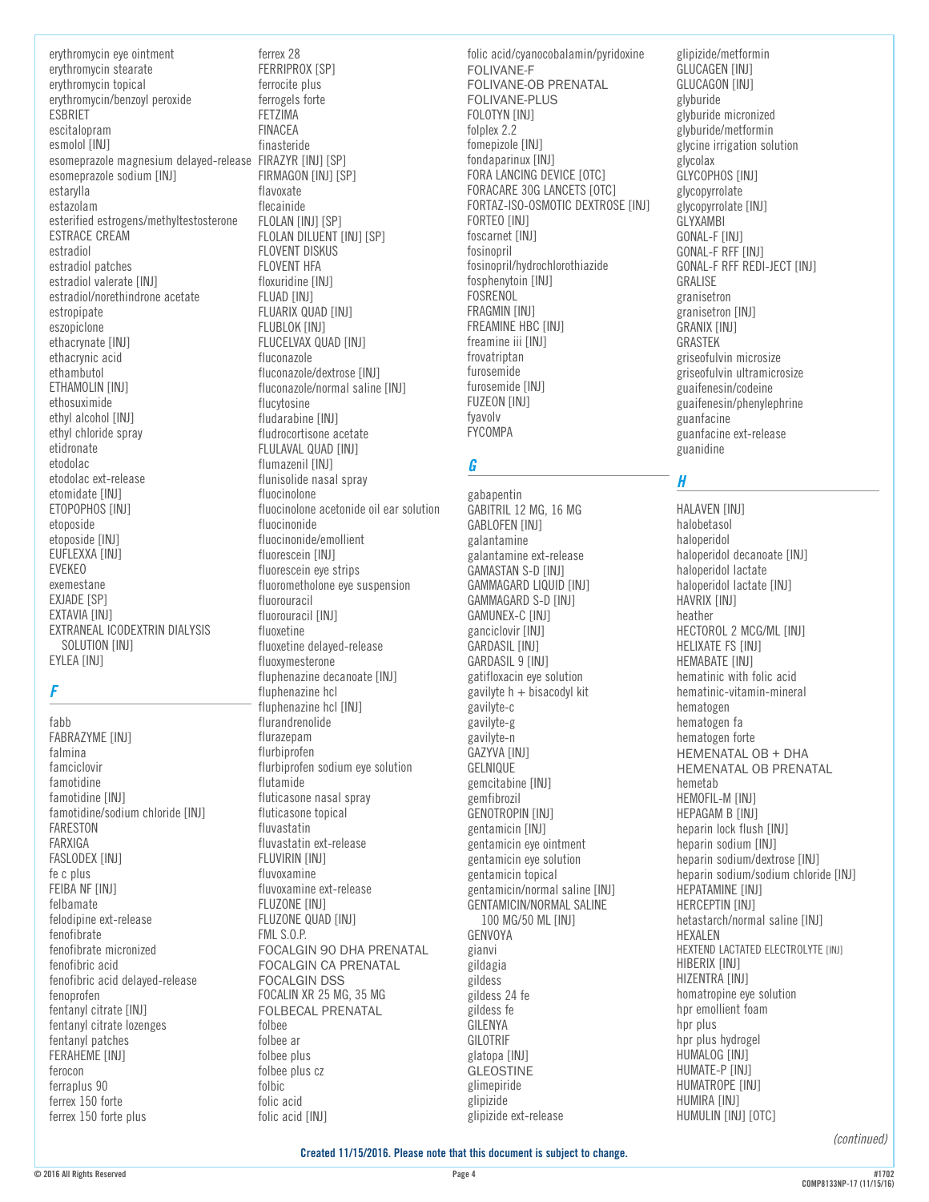erythromycin eye ointment
erythromycin stearate
erythromycin topical
erythromycin/benzoyl peroxide
ESBRIET
escitalopram
esmolol [INJ]
esomeprazole magnesium delayed-release
esomeprazole sodium [INJ]
estarylla
estazolam
esterified estrogens/methyltestosterone
ESTRACE CREAM
estradiol
estradiol patches
estradiol valerate [INJ]
estradiol/norethindrone acetate
estropipate
eszopiclone
ethacrynate [INJ]
ethacrynic acid
ethambutol
ETHAMOLIN [INJ]
ethosuximide
ethyl alcohol [INJ]
ethyl chloride spray
etidronate
etodolac
etodolac ext-release
etomidate [INJ]
ETOPOPHOS [INJ]
etoposide
etoposide [INJ]
EUFLEXXA [INJ]
EVEKEO
exemestane
EXJADE [SP]
EXTAVIA [INJ]
EXTRANEAL ICODEXTRIN DIALYSIS SOLUTION [INJ]
EYLEA [INJ]

## F

fabb
FABRAZYME [INJ]
falmina
famciclovir
famotidine
famotidine [INJ]
famotidine/sodium chloride [INJ]
FARESTON
FARXIGA
FASLODEX [INJ]
fe c plus
FEIBA NF [INJ]
felbamate
felodipine ext-release
fenofibrate
fenofibrate micronized
fenofibric acid
fenofibric acid delayed-release
fenoprofen
fentanyl citrate [INJ]
fentanyl citrate lozenges
fentanyl patches
FERAHEME [INJ]
ferocon
ferraplus 90
ferrex 150 forte
ferrex 150 forte plus
ferrex 28
FERRIPROX [SP]
ferrocite plus
ferrogels forte
FETZIMA
FINACEA
finasteride
FIRAZYR [INJ] [SP]
FIRMAGON [INJ] [SP]
flavoxate
flecainide
FLOLAN [INJ] [SP]
FLOLAN DILUENT [INJ] [SP]
FLOVENT DISKUS
FLOVENT HFA
floxuridine [INJ]
FLUAD [INJ]
FLUARIX QUAD [INJ]
FLUBLOK [INJ]
FLUCELVAX QUAD [INJ]
fluconazole
fluconazole/dextrose [INJ]
fluconazole/normal saline [INJ]
flucytosine
fludarabine [INJ]
fludrocortisone acetate
FLULAVAL QUAD [INJ]
flumazenil [INJ]
flunisolide nasal spray
fluocinolone
fluocinolone acetonide oil ear solution
fluocinonide
fluocinonide/emollient
fluorescein [INJ]
fluorescein eye strips
fluorometholone eye suspension
fluorouracil
fluorouracil [INJ]
fluoxetine
fluoxetine delayed-release
fluoxymesterone
fluphenazine decanoate [INJ]
fluphenazine hcl
fluphenazine hcl [INJ]
flurandrenolide
flurazepam
flurbiprofen
flurbiprofen sodium eye solution
flutamide
fluticasone nasal spray
fluticasone topical
fluvastatin
fluvastatin ext-release
FLUVIRIN [INJ]
fluvoxamine
fluvoxamine ext-release
FLUZONE [INJ]
FLUZONE QUAD [INJ]
FML S.O.P.
FOCALGIN 90 DHA PRENATAL
FOCALGIN CA PRENATAL
FOCALGIN DSS
FOCALIN XR 25 MG, 35 MG
FOLBECAL PRENATAL
folbee
folbee ar
folbee plus
folbee plus cz
folbic
folic acid
folic acid [INJ]
folic acid/cyanocobalamin/pyridoxine
FOLIVANE-F
FOLIVANE-OB PRENATAL
FOLIVANE-PLUS
FOLOTYN [INJ]
folplex 2.2
fomepizole [INJ]
fondaparinux [INJ]
FORA LANCING DEVICE [OTC]
FORACARE 30G LANCETS [OTC]
FORTAZ-ISO-OSMOTIC DEXTROSE [INJ]
FORTEO [INJ]
foscarnet [INJ]
fosinopril
fosinopril/hydrochlorothiazide
fosphenytoin [INJ]
FOSRENOL
FRAGMIN [INJ]
FREAMINE HBC [INJ]
freamine iii [INJ]
frovatriptan
furosemide
furosemide [INJ]
FUZEON [INJ]
fyavolv
FYCOMPA

## G

gabapentin
GABITRIL 12 MG, 16 MG
GABLOFEN [INJ]
galantamine
galantamine ext-release
GAMASTAN S-D [INJ]
GAMMAGARD LIQUID [INJ]
GAMMAGARD S-D [INJ]
GAMUNEX-C [INJ]
ganciclovir [INJ]
GARDASIL [INJ]
GARDASIL 9 [INJ]
gatifloxacin eye solution
gavilyte h + bisacodyl kit
gavilyte-c
gavilyte-g
gavilyte-n
GAZYVA [INJ]
GELNIQUE
gemcitabine [INJ]
gemfibrozil
GENOTROPIN [INJ]
gentamicin [INJ]
gentamicin eye ointment
gentamicin eye solution
gentamicin topical
gentamicin/normal saline [INJ]
GENTAMICIN/NORMAL SALINE 100 MG/50 ML [INJ]
GENVOYA
gianvi
gildagia
gildess
gildess 24 fe
gildess fe
GILENYA
GILOTRIF
glatopa [INJ]
GLEOSTINE
glimepiride
glipizide
glipizide ext-release
glipizide/metformin
GLUCAGEN [INJ]
GLUCAGON [INJ]
glyburide
glyburide micronized
glyburide/metformin
glycine irrigation solution
glycolax
GLYCOPHOS [INJ]
glycopyrrolate
glycopyrrolate [INJ]
GLYXAMBI
GONAL-F [INJ]
GONAL-F RFF [INJ]
GONAL-F RFF REDI-JECT [INJ]
GRALISE
granisetron
granisetron [INJ]
GRANIX [INJ]
GRASTEK
griseofulvin microsize
griseofulvin ultramicrosize
guaifenesin/codeine
guaifenesin/phenylephrine
guanfacine
guanfacine ext-release
guanidine

## H

HALAVEN [INJ]
halobetasol
haloperidol
haloperidol decanoate [INJ]
haloperidol lactate
haloperidol lactate [INJ]
HAVRIX [INJ]
heather
HECTOROL 2 MCG/ML [INJ]
HELIXATE FS [INJ]
HEMABATE [INJ]
hematinic with folic acid
hematinic-vitamin-mineral
hematogen
hematogen fa
hematogen forte
HEMENATAL OB + DHA
HEMENATAL OB PRENATAL
hemetab
HEMOFIL-M [INJ]
HEPAGAM B [INJ]
heparin lock flush [INJ]
heparin sodium [INJ]
heparin sodium/dextrose [INJ]
heparin sodium/sodium chloride [INJ]
HEPATAMINE [INJ]
HERCEPTIN [INJ]
hetastarch/normal saline [INJ]
HEXALEN
HEXTEND LACTATED ELECTROLYTE [INJ]
HIBERIX [INJ]
HIZENTRA [INJ]
homatropine eye solution
hpr emollient foam
hpr plus
hpr plus hydrogel
HUMALOG [INJ]
HUMATE-P [INJ]
HUMATROPE [INJ]
HUMIRA [INJ]
HUMULIN [INJ] [OTC]

*(continued)*

**Created 11/15/2016. Please note that this document is subject to change.**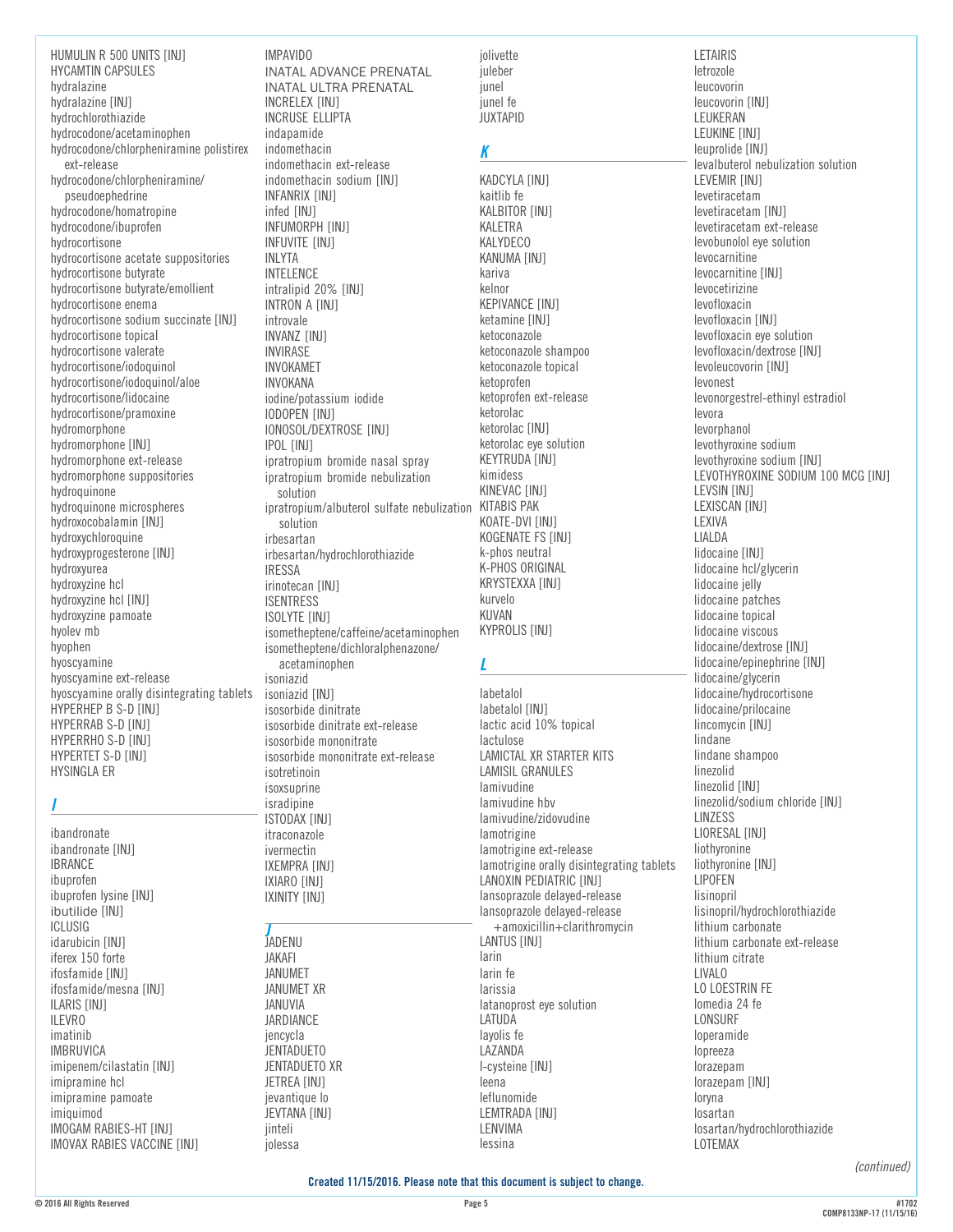HUMULIN R 500 UNITS [INJ]
HYCAMTIN CAPSULES
hydralazine
hydralazine [INJ]
hydrochlorothiazide
hydrocodone/acetaminophen
hydrocodone/chlorpheniramine polistirex ext-release
hydrocodone/chlorpheniramine/pseudoephedrine
hydrocodone/homatropine
hydrocodone/ibuprofen
hydrocortisone
hydrocortisone acetate suppositories
hydrocortisone butyrate
hydrocortisone butyrate/emollient
hydrocortisone enema
hydrocortisone sodium succinate [INJ]
hydrocortisone topical
hydrocortisone valerate
hydrocortisone/iodoquinol
hydrocortisone/iodoquinol/aloe
hydrocortisone/lidocaine
hydrocortisone/pramoxine
hydromorphone
hydromorphone [INJ]
hydromorphone ext-release
hydromorphone suppositories
hydroquinone
hydroquinone microspheres
hydroxocobalamin [INJ]
hydroxychloroquine
hydroxyprogesterone [INJ]
hydroxyurea
hydroxyzine hcl
hydroxyzine hcl [INJ]
hydroxyzine pamoate
hyolev mb
hyophen
hyoscyamine
hyoscyamine ext-release
hyoscyamine orally disintegrating tablets
HYPERHEP B S-D [INJ]
HYPERRAB S-D [INJ]
HYPERRHO S-D [INJ]
HYPERTET S-D [INJ]
HYSINGLA ER

## I

ibandronate
ibandronate [INJ]
IBRANCE
ibuprofen
ibuprofen lysine [INJ]
ibutilide [INJ]
ICLUSIG
idarubicin [INJ]
iferex 150 forte
ifosfamide [INJ]
ifosfamide/mesna [INJ]
ILARIS [INJ]
ILEVRO
imatinib
IMBRUVICA
imipenem/cilastatin [INJ]
imipramine hcl
imipramine pamoate
imiquimod
IMOGAM RABIES-HT [INJ]
IMOVAX RABIES VACCINE [INJ]
IMPAVIDO
INATAL ADVANCE PRENATAL
INATAL ULTRA PRENATAL
INCRELEX [INJ]
INCRUSE ELLIPTA
indapamide
indomethacin
indomethacin ext-release
indomethacin sodium [INJ]
INFANRIX [INJ]
infed [INJ]
INFUMORPH [INJ]
INFUVITE [INJ]
INLYTA
INTELENCE
intralipid 20% [INJ]
INTRON A [INJ]
introvale
INVANZ [INJ]
INVIRASE
INVOKAMET
INVOKANA
iodine/potassium iodide
IODOPEN [INJ]
IONOSOL/DEXTROSE [INJ]
IPOL [INJ]
ipratropium bromide nasal spray
ipratropium bromide nebulization solution
ipratropium/albuterol sulfate nebulization solution
irbesartan
irbesartan/hydrochlorothiazide
IRESSA
irinotecan [INJ]
ISENTRESS
ISOLYTE [INJ]
isometheptene/caffeine/acetaminophen
isometheptene/dichloralphenazone/acetaminophen
isoniazid
isoniazid [INJ]
isosorbide dinitrate
isosorbide dinitrate ext-release
isosorbide mononitrate
isosorbide mononitrate ext-release
isotretinoin
isoxsuprine
isradipine
ISTODAX [INJ]
itraconazole
ivermectin
IXEMPRA [INJ]
IXIARO [INJ]
IXINITY [INJ]

## J

JADENU
JAKAFI
JANUMET
JANUMET XR
JANUVIA
JARDIANCE
jencycla
JENTADUETO
JENTADUETO XR
JETREA [INJ]
jevantique lo
JEVTANA [INJ]
jinteli
jolessa
jolivette
juleber
junel
junel fe
JUXTAPID

## K

KADCYLA [INJ]
kaitlib fe
KALBITOR [INJ]
KALETRA
KALYDECO
KANUMA [INJ]
kariva
kelnor
KEPIVANCE [INJ]
ketamine [INJ]
ketoconazole
ketoconazole shampoo
ketoconazole topical
ketoprofen
ketoprofen ext-release
ketorolac
ketorolac [INJ]
ketorolac eye solution
KEYTRUDA [INJ]
kimidess
KINEVAC [INJ]
KITABIS PAK
KOATE-DVI [INJ]
KOGENATE FS [INJ]
k-phos neutral
K-PHOS ORIGINAL
KRYSTEXXA [INJ]
kurvelo
KUVAN
KYPROLIS [INJ]

## L

labetalol
labetalol [INJ]
lactic acid 10% topical
lactulose
LAMICTAL XR STARTER KITS
LAMISIL GRANULES
lamivudine
lamivudine hbv
lamivudine/zidovudine
lamotrigine
lamotrigine ext-release
lamotrigine orally disintegrating tablets
LANOXIN PEDIATRIC [INJ]
lansoprazole delayed-release
lansoprazole delayed-release +amoxicillin+clarithromycin
LANTUS [INJ]
larin
larin fe
larissia
latanoprost eye solution
LATUDA
layolis fe
LAZANDA
l-cysteine [INJ]
leena
leflunomide
LEMTRADA [INJ]
LENVIMA
lessina
LETAIRIS
letrozole
leucovorin
leucovorin [INJ]
LEUKERAN
LEUKINE [INJ]
leuprolide [INJ]
levalbuterol nebulization solution
LEVEMIR [INJ]
levetiracetam
levetiracetam [INJ]
levetiracetam ext-release
levobunolol eye solution
levocarnitine
levocarnitine [INJ]
levocetirizine
levofloxacin
levofloxacin [INJ]
levofloxacin eye solution
levofloxacin/dextrose [INJ]
levoleucovorin [INJ]
levonest
levonorgestrel-ethinyl estradiol
levora
levorphanol
levothyroxine sodium
levothyroxine sodium [INJ]
LEVOTHYROXINE SODIUM 100 MCG [INJ]
LEVSIN [INJ]
LEXISCAN [INJ]
LEXIVA
LIALDA
lidocaine [INJ]
lidocaine hcl/glycerin
lidocaine jelly
lidocaine patches
lidocaine topical
lidocaine viscous
lidocaine/dextrose [INJ]
lidocaine/epinephrine [INJ]
lidocaine/glycerin
lidocaine/hydrocortisone
lidocaine/prilocaine
lincomycin [INJ]
lindane
lindane shampoo
linezolid
linezolid [INJ]
linezolid/sodium chloride [INJ]
LINZESS
LIORESAL [INJ]
liothyronine
liothyronine [INJ]
LIPOFEN
lisinopril
lisinopril/hydrochlorothiazide
lithium carbonate
lithium carbonate ext-release
lithium citrate
LIVALO
LO LOESTRIN FE
lomedia 24 fe
LONSURF
loperamide
lopreeza
lorazepam
lorazepam [INJ]
loryna
losartan
losartan/hydrochlorothiazide
LOTEMAX

*(continued)*

**Created 11/15/2016. Please note that this document is subject to change.**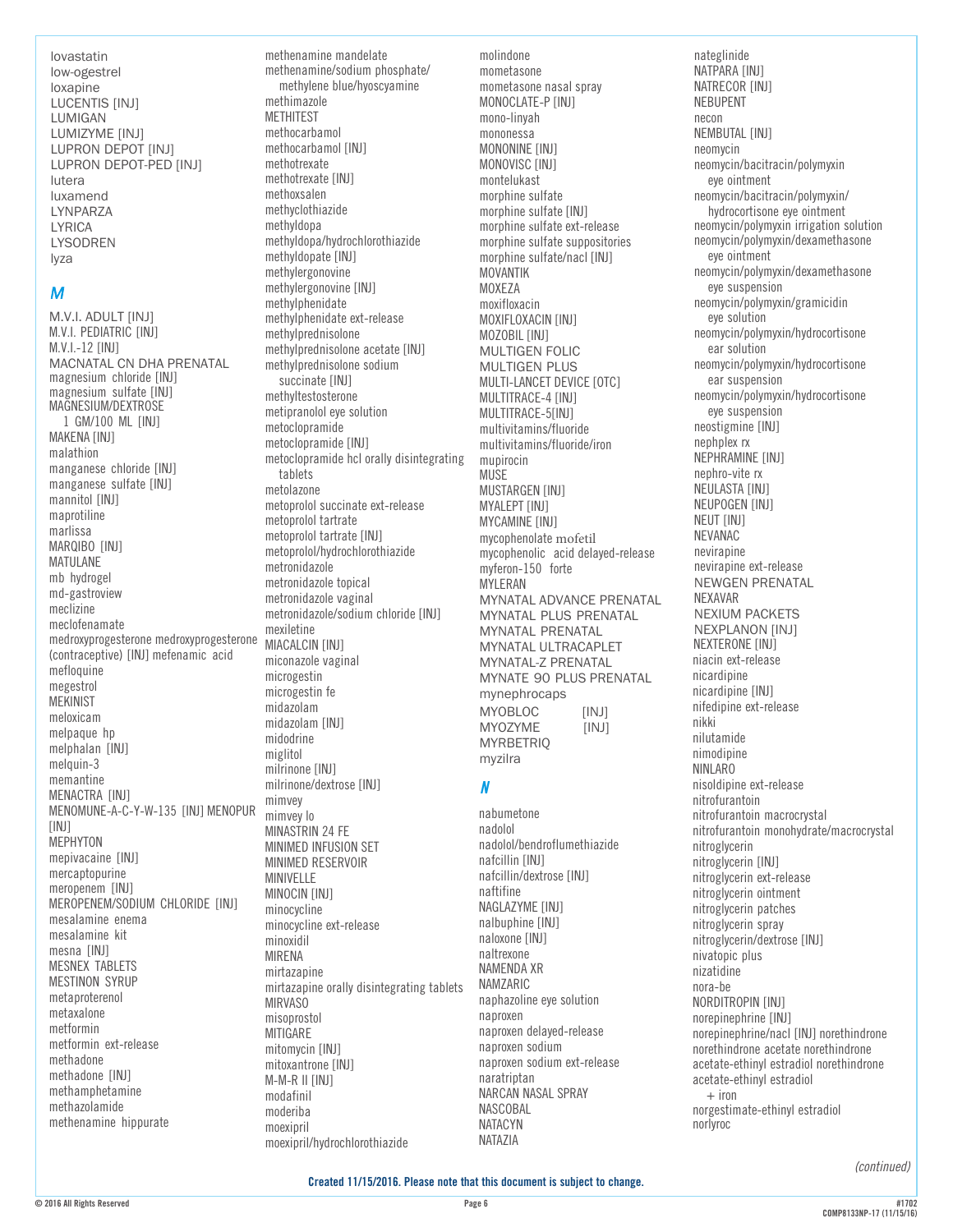lovastatin
low-ogestrel
loxapine
LUCENTIS [INJ]
LUMIGAN
LUMIZYME [INJ]
LUPRON DEPOT [INJ]
LUPRON DEPOT-PED [INJ]
lutera
luxamend
LYNPARZA
LYRICA
LYSODREN
lyza

## M

M.V.I. ADULT [INJ]
M.V.I. PEDIATRIC [INJ]
M.V.I.-12 [INJ]
MACNATAL CN DHA PRENATAL
magnesium chloride [INJ]
magnesium sulfate [INJ]
MAGNESIUM/DEXTROSE 1 GM/100 ML [INJ]
MAKENA [INJ]
malathion
manganese chloride [INJ]
manganese sulfate [INJ]
mannitol [INJ]
maprotiline
marlissa
MARQIBO [INJ]
MATULANE
mb hydrogel
md-gastroview
meclizine
meclofenamate
medroxyprogesterone medroxyprogesterone (contraceptive) [INJ] mefenamic acid
mefloquine
megestrol
MEKINIST
meloxicam
melpaque hp
melphalan [INJ]
melquin-3
memantine
MENACTRA [INJ]
MENOMUNE-A-C-Y-W-135 [INJ] MENOPUR [INJ]
MEPHYTON
mepivacaine [INJ]
mercaptopurine
meropenem [INJ]
MEROPENEM/SODIUM CHLORIDE [INJ]
mesalamine enema
mesalamine kit
mesna [INJ]
MESNEX TABLETS
MESTINON SYRUP
metaproterenol
metaxalone
metformin
metformin ext-release
methadone
methadone [INJ]
methamphetamine
methazolamide
methenamine hippurate
methenamine mandelate
methenamine/sodium phosphate/ methylene blue/hyoscyamine
methimazole
METHITEST
methocarbamol
methocarbamol [INJ]
methotrexate
methotrexate [INJ]
methoxsalen
methyclothiazide
methyldopa
methyldopa/hydrochlorothiazide
methyldopate [INJ]
methylergonovine
methylergonovine [INJ]
methylphenidate
methylphenidate ext-release
methylprednisolone
methylprednisolone acetate [INJ]
methylprednisolone sodium succinate [INJ]
methyltestosterone
metipranolol eye solution
metoclopramide
metoclopramide [INJ]
metoclopramide hcl orally disintegrating tablets
metolazone
metoprolol succinate ext-release
metoprolol tartrate
metoprolol tartrate [INJ]
metoprolol/hydrochlorothiazide
metronidazole
metronidazole topical
metronidazole vaginal
metronidazole/sodium chloride [INJ]
mexiletine
MIACALCIN [INJ]
miconazole vaginal
microgestin
microgestin fe
midazolam
midazolam [INJ]
midodrine
miglitol
milrinone [INJ]
milrinone/dextrose [INJ]
mimvey
mimvey lo
MINASTRIN 24 FE
MINIMED INFUSION SET
MINIMED RESERVOIR
MINIVELLE
MINOCIN [INJ]
minocycline
minocycline ext-release
minoxidil
MIRENA
mirtazapine
mirtazapine orally disintegrating tablets
MIRVASO
misoprostol
MITIGARE
mitomycin [INJ]
mitoxantrone [INJ]
M-M-R II [INJ]
modafinil
moderiba
moexipril
moexipril/hydrochlorothiazide
molindone
mometasone
mometasone nasal spray
MONOCLATE-P [INJ]
mono-linyah
mononessa
MONONINE [INJ]
MONOVISC [INJ]
montelukast
morphine sulfate
morphine sulfate [INJ]
morphine sulfate ext-release
morphine sulfate suppositories
morphine sulfate/nacl [INJ]
MOVANTIK
MOXEZA
moxifloxacin
MOXIFLOXACIN [INJ]
MOZOBIL [INJ]
MULTIGEN FOLIC
MULTIGEN PLUS
MULTI-LANCET DEVICE [OTC]
MULTITRACE-4 [INJ]
MULTITRACE-5[INJ]
multivitamins/fluoride
multivitamins/fluoride/iron
mupirocin
MUSE
MUSTARGEN [INJ]
MYALEPT [INJ]
MYCAMINE [INJ]
mycophenolate mofetil
mycophenolic acid delayed-release
myferon-150 forte
MYLERAN
MYNATAL ADVANCE PRENATAL
MYNATAL PLUS PRENATAL
MYNATAL PRENATAL
MYNATAL ULTRACAPLET
MYNATAL-Z PRENATAL
MYNATE 90 PLUS PRENATAL
mynephrocaps
MYOBLOC [INJ]
MYOZYME [INJ]
MYRBETRIQ
myzilra

## N

nabumetone
nadolol
nadolol/bendroflumethiazide
nafcillin [INJ]
nafcillin/dextrose [INJ]
naftifine
NAGLAZYME [INJ]
nalbuphine [INJ]
naloxone [INJ]
naltrexone
NAMENDA XR
NAMZARIC
naphazoline eye solution
naproxen
naproxen delayed-release
naproxen sodium
naproxen sodium ext-release
naratriptan
NARCAN NASAL SPRAY
NASCOBAL
NATACYN
NATAZIA
nateglinide
NATPARA [INJ]
NATRECOR [INJ]
NEBUPENT
necon
NEMBUTAL [INJ]
neomycin
neomycin/bacitracin/polymyxin eye ointment
neomycin/bacitracin/polymyxin/ hydrocortisone eye ointment
neomycin/polymyxin irrigation solution
neomycin/polymyxin/dexamethasone eye ointment
neomycin/polymyxin/dexamethasone eye suspension
neomycin/polymyxin/gramicidin eye solution
neomycin/polymyxin/hydrocortisone ear solution
neomycin/polymyxin/hydrocortisone ear suspension
neomycin/polymyxin/hydrocortisone eye suspension
neostigmine [INJ]
nephplex rx
NEPHRAMINE [INJ]
nephro-vite rx
NEULASTA [INJ]
NEUPOGEN [INJ]
NEUT [INJ]
NEVANAC
nevirapine
nevirapine ext-release
NEWGEN PRENATAL
NEXAVAR
NEXIUM PACKETS
NEXPLANON [INJ]
NEXTERONE [INJ]
niacin ext-release
nicardipine
nicardipine [INJ]
nifedipine ext-release
nikki
nilutamide
nimodipine
NINLARO
nisoldipine ext-release
nitrofurantoin
nitrofurantoin macrocrystal
nitrofurantoin monohydrate/macrocrystal
nitroglycerin
nitroglycerin [INJ]
nitroglycerin ext-release
nitroglycerin ointment
nitroglycerin patches
nitroglycerin spray
nitroglycerin/dextrose [INJ]
nivatopic plus
nizatidine
nora-be
NORDITROPIN [INJ]
norepinephrine [INJ]
norepinephrine/nacl [INJ] norethindrone
norethindrone acetate norethindrone acetate-ethinyl estradiol norethindrone acetate-ethinyl estradiol + iron
norgestimate-ethinyl estradiol
norlyroc

*(continued)*

**Created 11/15/2016. Please note that this document is subject to change.**

© 2016 All Rights Reserved

#1702
COMP8133NP-17 (11/15/16)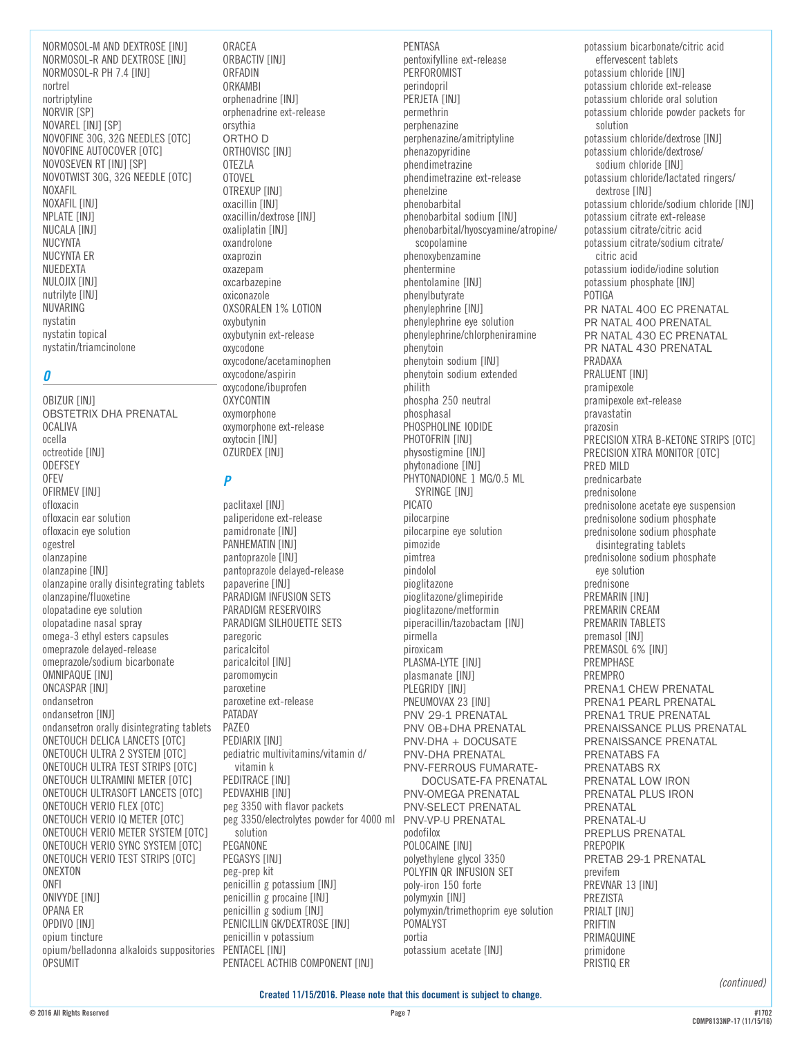NORMOSOL-M AND DEXTROSE [INJ]
NORMOSOL-R AND DEXTROSE [INJ]
NORMOSOL-R PH 7.4 [INJ]
nortrel
nortriptyline
NORVIR [SP]
NOVAREL [INJ] [SP]
NOVOFINE 30G, 32G NEEDLES [OTC]
NOVOFINE AUTOCOVER [OTC]
NOVOSEVEN RT [INJ] [SP]
NOVOTWIST 30G, 32G NEEDLE [OTC]
NOXAFIL
NOXAFIL [INJ]
NPLATE [INJ]
NUCALA [INJ]
NUCYNTA
NUCYNTA ER
NUEDEXTA
NULOJIX [INJ]
nutrilyte [INJ]
NUVARING
nystatin
nystatin topical
nystatin/triamcinolone

## *O*

OBIZUR [INJ]
OBSTETRIX DHA PRENATAL
OCALIVA
ocella
octreotide [INJ]
ODEFSEY
OFEV
OFIRMEV [INJ]
ofloxacin
ofloxacin ear solution
ofloxacin eye solution
ogestrel
olanzapine
olanzapine [INJ]
olanzapine orally disintegrating tablets
olanzapine/fluoxetine
olopatadine eye solution
olopatadine nasal spray
omega-3 ethyl esters capsules
omeprazole delayed-release
omeprazole/sodium bicarbonate
OMNIPAQUE [INJ]
ONCASPAR [INJ]
ondansetron
ondansetron [INJ]
ondansetron orally disintegrating tablets
ONETOUCH DELICA LANCETS [OTC]
ONETOUCH ULTRA 2 SYSTEM [OTC]
ONETOUCH ULTRA TEST STRIPS [OTC]
ONETOUCH ULTRAMINI METER [OTC]
ONETOUCH ULTRASOFT LANCETS [OTC]
ONETOUCH VERIO FLEX [OTC]
ONETOUCH VERIO IQ METER [OTC]
ONETOUCH VERIO METER SYSTEM [OTC]
ONETOUCH VERIO SYNC SYSTEM [OTC]
ONETOUCH VERIO TEST STRIPS [OTC]
ONEXTON
ONFI
ONIVYDE [INJ]
OPANA ER
OPDIVO [INJ]
opium tincture
opium/belladonna alkaloids suppositories
OPSUMIT
ORACEA
ORBACTIV [INJ]
ORFADIN
ORKAMBI
orphenadrine [INJ]
orphenadrine ext-release
orsythia
ORTHO D
ORTHOVISC [INJ]
OTEZLA
OTOVEL
OTREXUP [INJ]
oxacillin [INJ]
oxacillin/dextrose [INJ]
oxaliplatin [INJ]
oxandrolone
oxaprozin
oxazepam
oxcarbazepine
oxiconazole
OXSORALEN 1% LOTION
oxybutynin
oxybutynin ext-release
oxycodone
oxycodone/acetaminophen
oxycodone/aspirin
oxycodone/ibuprofen
OXYCONTIN
oxymorphone
oxymorphone ext-release
oxytocin [INJ]
OZURDEX [INJ]

## *P*

paclitaxel [INJ]
paliperidone ext-release
pamidronate [INJ]
PANHEMATIN [INJ]
pantoprazole [INJ]
pantoprazole delayed-release
papaverine [INJ]
PARADIGM INFUSION SETS
PARADIGM RESERVOIRS
PARADIGM SILHOUETTE SETS
paregoric
paricalcitol
paricalcitol [INJ]
paromomycin
paroxetine
paroxetine ext-release
PATADAY
PAZEO
PEDIARIX [INJ]
pediatric multivitamins/vitamin d/ vitamin k
PEDITRACE [INJ]
PEDVAXHIB [INJ]
peg 3350 with flavor packets
peg 3350/electrolytes powder for 4000 ml solution
PEGANONE
PEGASYS [INJ]
peg-prep kit
penicillin g potassium [INJ]
penicillin g procaine [INJ]
penicillin g sodium [INJ]
PENICILLIN GK/DEXTROSE [INJ]
penicillin v potassium
PENTACEL [INJ]
PENTACEL ACTHIB COMPONENT [INJ]
PENTASA
pentoxifylline ext-release
PERFOROMIST
perindopril
PERJETA [INJ]
permethrin
perphenazine
perphenazine/amitriptyline
phenazopyridine
phendimetrazine
phendimetrazine ext-release
phenelzine
phenobarbital
phenobarbital sodium [INJ]
phenobarbital/hyoscyamine/atropine/ scopolamine
phenoxybenzamine
phentermine
phentolamine [INJ]
phenylbutyrate
phenylephrine [INJ]
phenylephrine eye solution
phenylephrine/chlorpheniramine
phenytoin
phenytoin sodium [INJ]
phenytoin sodium extended
philith
phospha 250 neutral
phosphasal
PHOSPHOLINE IODIDE
PHOTOFRIN [INJ]
physostigmine [INJ]
phytonadione [INJ]
PHYTONADIONE 1 MG/0.5 ML SYRINGE [INJ]
PICATO
pilocarpine
pilocarpine eye solution
pimozide
pimtrea
pindolol
pioglitazone
pioglitazone/glimepiride
pioglitazone/metformin
piperacillin/tazobactam [INJ]
pirmella
piroxicam
PLASMA-LYTE [INJ]
plasmanate [INJ]
PLEGRIDY [INJ]
PNEUMOVAX 23 [INJ]
PNV 29-1 PRENATAL
PNV OB+DHA PRENATAL
PNV-DHA + DOCUSATE
PNV-DHA PRENATAL
PNV-FERROUS FUMARATE-DOCUSATE-FA PRENATAL
PNV-OMEGA PRENATAL
PNV-SELECT PRENATAL
PNV-VP-U PRENATAL
podofilox
POLOCAINE [INJ]
polyethylene glycol 3350
POLYFIN QR INFUSION SET
poly-iron 150 forte
polymyxin [INJ]
polymyxin/trimethoprim eye solution
POMALYST
portia
potassium acetate [INJ]
potassium bicarbonate/citric acid effervescent tablets
potassium chloride [INJ]
potassium chloride ext-release
potassium chloride oral solution
potassium chloride powder packets for solution
potassium chloride/dextrose [INJ]
potassium chloride/dextrose/ sodium chloride [INJ]
potassium chloride/lactated ringers/ dextrose [INJ]
potassium chloride/sodium chloride [INJ]
potassium citrate ext-release
potassium citrate/citric acid
potassium citrate/sodium citrate/ citric acid
potassium iodide/iodine solution
potassium phosphate [INJ]
POTIGA
PR NATAL 400 EC PRENATAL
PR NATAL 400 PRENATAL
PR NATAL 430 EC PRENATAL
PR NATAL 430 PRENATAL
PRADAXA
PRALUENT [INJ]
pramipexole
pramipexole ext-release
pravastatin
prazosin
PRECISION XTRA B-KETONE STRIPS [OTC]
PRECISION XTRA MONITOR [OTC]
PRED MILD
prednicarbate
prednisolone
prednisolone acetate eye suspension
prednisolone sodium phosphate
prednisolone sodium phosphate disintegrating tablets
prednisolone sodium phosphate eye solution
prednisone
PREMARIN [INJ]
PREMARIN CREAM
PREMARIN TABLETS
premasol [INJ]
PREMASOL 6% [INJ]
PREMPHASE
PREMPRO
PRENA1 CHEW PRENATAL
PRENA1 PEARL PRENATAL
PRENA1 TRUE PRENATAL
PRENAISSANCE PLUS PRENATAL
PRENAISSANCE PRENATAL
PRENATABS FA
PRENATABS RX
PRENATAL LOW IRON
PRENATAL PLUS IRON
PRENATAL
PRENATAL-U
PREPLUS PRENATAL
PREPOPIK
PRETAB 29-1 PRENATAL
previfem
PREVNAR 13 [INJ]
PREZISTA
PRIALT [INJ]
PRIFTIN
PRIMAQUINE
primidone
PRISTIQ ER

*(continued)*

**Created 11/15/2016. Please note that this document is subject to change.**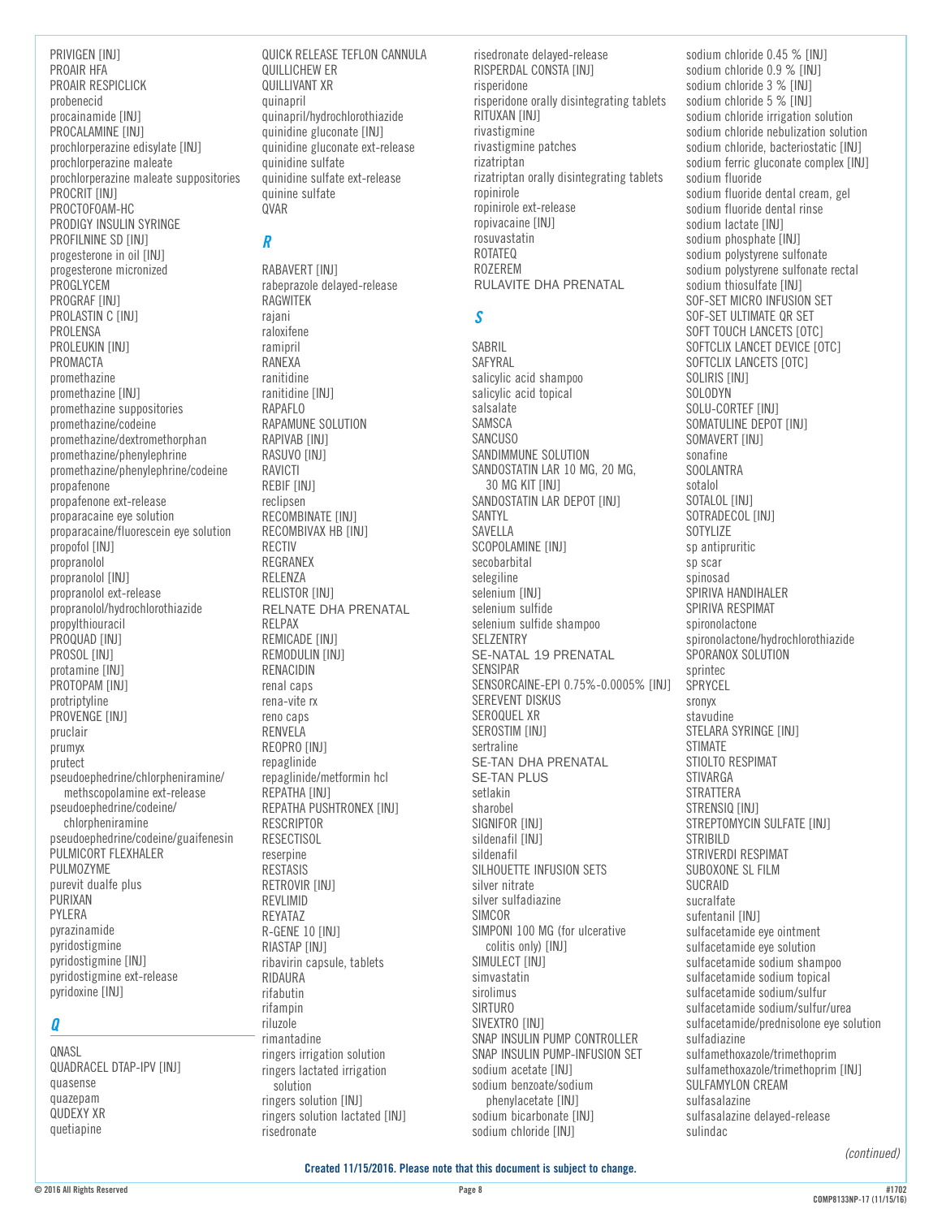PRIVIGEN [INJ]
PROAIR HFA
PROAIR RESPICLICK
probenecid
procainamide [INJ]
PROCALAMINE [INJ]
prochlorperazine edisylate [INJ]
prochlorperazine maleate
prochlorperazine maleate suppositories
PROCRIT [INJ]
PROCTOFOAM-HC
PRODIGY INSULIN SYRINGE
PROFILNINE SD [INJ]
progesterone in oil [INJ]
progesterone micronized
PROGLYCEM
PROGRAF [INJ]
PROLASTIN C [INJ]
PROLENSA
PROLEUKIN [INJ]
PROMACTA
promethazine
promethazine [INJ]
promethazine suppositories
promethazine/codeine
promethazine/dextromethorphan
promethazine/phenylephrine
promethazine/phenylephrine/codeine
propafenone
propafenone ext-release
proparacaine eye solution
proparacaine/fluorescein eye solution
propofol [INJ]
propranolol
propranolol [INJ]
propranolol ext-release
propranolol/hydrochlorothiazide
propylthiouracil
PROQUAD [INJ]
PROSOL [INJ]
protamine [INJ]
PROTOPAM [INJ]
protriptyline
PROVENGE [INJ]
pruclair
prumyx
prutect
pseudoephedrine/chlorpheniramine/methscopolamine ext-release
pseudoephedrine/codeine/chlorpheniramine
pseudoephedrine/codeine/guaifenesin
PULMICORT FLEXHALER
PULMOZYME
purevit dualfe plus
PURIXAN
PYLERA
pyrazinamide
pyridostigmine
pyridostigmine [INJ]
pyridostigmine ext-release
pyridoxine [INJ]

## Q

QNASL
QUADRACEL DTAP-IPV [INJ]
quasense
quazepam
QUDEXY XR
quetiapine
QUICK RELEASE TEFLON CANNULA
QUILLICHEW ER
QUILLIVANT XR
quinapril
quinapril/hydrochlorothiazide
quinidine gluconate [INJ]
quinidine gluconate ext-release
quinidine sulfate
quinidine sulfate ext-release
quinine sulfate
QVAR

## R

RABAVERT [INJ]
rabeprazole delayed-release
RAGWITEK
rajani
raloxifene
ramipril
RANEXA
ranitidine
ranitidine [INJ]
RAPAFLO
RAPAMUNE SOLUTION
RAPIVAB [INJ]
RASUVO [INJ]
RAVICTI
REBIF [INJ]
reclipsen
RECOMBINATE [INJ]
RECOMBIVAX HB [INJ]
RECTIV
REGRANEX
RELENZA
RELISTOR [INJ]
RELNATE DHA PRENATAL
RELPAX
REMICADE [INJ]
REMODULIN [INJ]
RENACIDIN
renal caps
rena-vite rx
reno caps
RENVELA
REOPRO [INJ]
repaglinide
repaglinide/metformin hcl
REPATHA [INJ]
REPATHA PUSHTRONEX [INJ]
RESCRIPTOR
RESECTISOL
reserpine
RESTASIS
RETROVIR [INJ]
REVLIMID
REYATAZ
R-GENE 10 [INJ]
RIASTAP [INJ]
ribavirin capsule, tablets
RIDAURA
rifabutin
rifampin
riluzole
rimantadine
ringers irrigation solution
ringers lactated irrigation solution
ringers solution [INJ]
ringers solution lactated [INJ]
risedronate
risedronate delayed-release
RISPERDAL CONSTA [INJ]
risperidone
risperidone orally disintegrating tablets
RITUXAN [INJ]
rivastigmine
rivastigmine patches
rizatriptan
rizatriptan orally disintegrating tablets
ropinirole
ropinirole ext-release
ropivacaine [INJ]
rosuvastatin
ROTATEQ
ROZEREM
RULAVITE DHA PRENATAL

## S

SABRIL
SAFYRAL
salicylic acid shampoo
salicylic acid topical
salsalate
SAMSCA
SANCUSO
SANDIMMUNE SOLUTION
SANDOSTATIN LAR 10 MG, 20 MG, 30 MG KIT [INJ]
SANDOSTATIN LAR DEPOT [INJ]
SANTYL
SAVELLA
SCOPOLAMINE [INJ]
secobarbital
selegiline
selenium [INJ]
selenium sulfide
selenium sulfide shampoo
SELZENTRY
SE-NATAL 19 PRENATAL
SENSIPAR
SENSORCAINE-EPI 0.75%-0.0005% [INJ]
SEREVENT DISKUS
SEROQUEL XR
SEROSTIM [INJ]
sertraline
SE-TAN DHA PRENATAL
SE-TAN PLUS
setlakin
sharobel
SIGNIFOR [INJ]
sildenafil [INJ]
sildenafil
SILHOUETTE INFUSION SETS
silver nitrate
silver sulfadiazine
SIMCOR
SIMPONI 100 MG (for ulcerative colitis only) [INJ]
SIMULECT [INJ]
simvastatin
sirolimus
SIRTURO
SIVEXTRO [INJ]
SNAP INSULIN PUMP CONTROLLER
SNAP INSULIN PUMP-INFUSION SET
sodium acetate [INJ]
sodium benzoate/sodium phenylacetate [INJ]
sodium bicarbonate [INJ]
sodium chloride [INJ]
sodium chloride 0.45 % [INJ]
sodium chloride 0.9 % [INJ]
sodium chloride 3 % [INJ]
sodium chloride 5 % [INJ]
sodium chloride irrigation solution
sodium chloride nebulization solution
sodium chloride, bacteriostatic [INJ]
sodium ferric gluconate complex [INJ]
sodium fluoride
sodium fluoride dental cream, gel
sodium fluoride dental rinse
sodium lactate [INJ]
sodium phosphate [INJ]
sodium polystyrene sulfonate
sodium polystyrene sulfonate rectal
sodium thiosulfate [INJ]
SOF-SET MICRO INFUSION SET
SOF-SET ULTIMATE QR SET
SOFT TOUCH LANCETS [OTC]
SOFTCLIX LANCET DEVICE [OTC]
SOFTCLIX LANCETS [OTC]
SOLIRIS [INJ]
SOLODYN
SOLU-CORTEF [INJ]
SOMATULINE DEPOT [INJ]
SOMAVERT [INJ]
sonafine
SOOLANTRA
sotalol
SOTALOL [INJ]
SOTRADECOL [INJ]
SOTYLIZE
sp antipruritic
sp scar
spinosad
SPIRIVA HANDIHALER
SPIRIVA RESPIMAT
spironolactone
spironolactone/hydrochlorothiazide
SPORANOX SOLUTION
sprintec
SPRYCEL
sronyx
stavudine
STELARA SYRINGE [INJ]
STIMATE
STIOLTO RESPIMAT
STIVARGA
STRATTERA
STRENSIQ [INJ]
STREPTOMYCIN SULFATE [INJ]
STRIBILD
STRIVERDI RESPIMAT
SUBOXONE SL FILM
SUCRAID
sucralfate
sufentanil [INJ]
sulfacetamide eye ointment
sulfacetamide eye solution
sulfacetamide sodium shampoo
sulfacetamide sodium topical
sulfacetamide sodium/sulfur
sulfacetamide sodium/sulfur/urea
sulfacetamide/prednisolone eye solution
sulfadiazine
sulfamethoxazole/trimethoprim
sulfamethoxazole/trimethoprim [INJ]
SULFAMYLON CREAM
sulfasalazine
sulfasalazine delayed-release
sulindac

*(continued)*

**Created 11/15/2016. Please note that this document is subject to change.**

© 2016 All Rights Reserved

#1702
COMP8133NP-17 (11/15/16)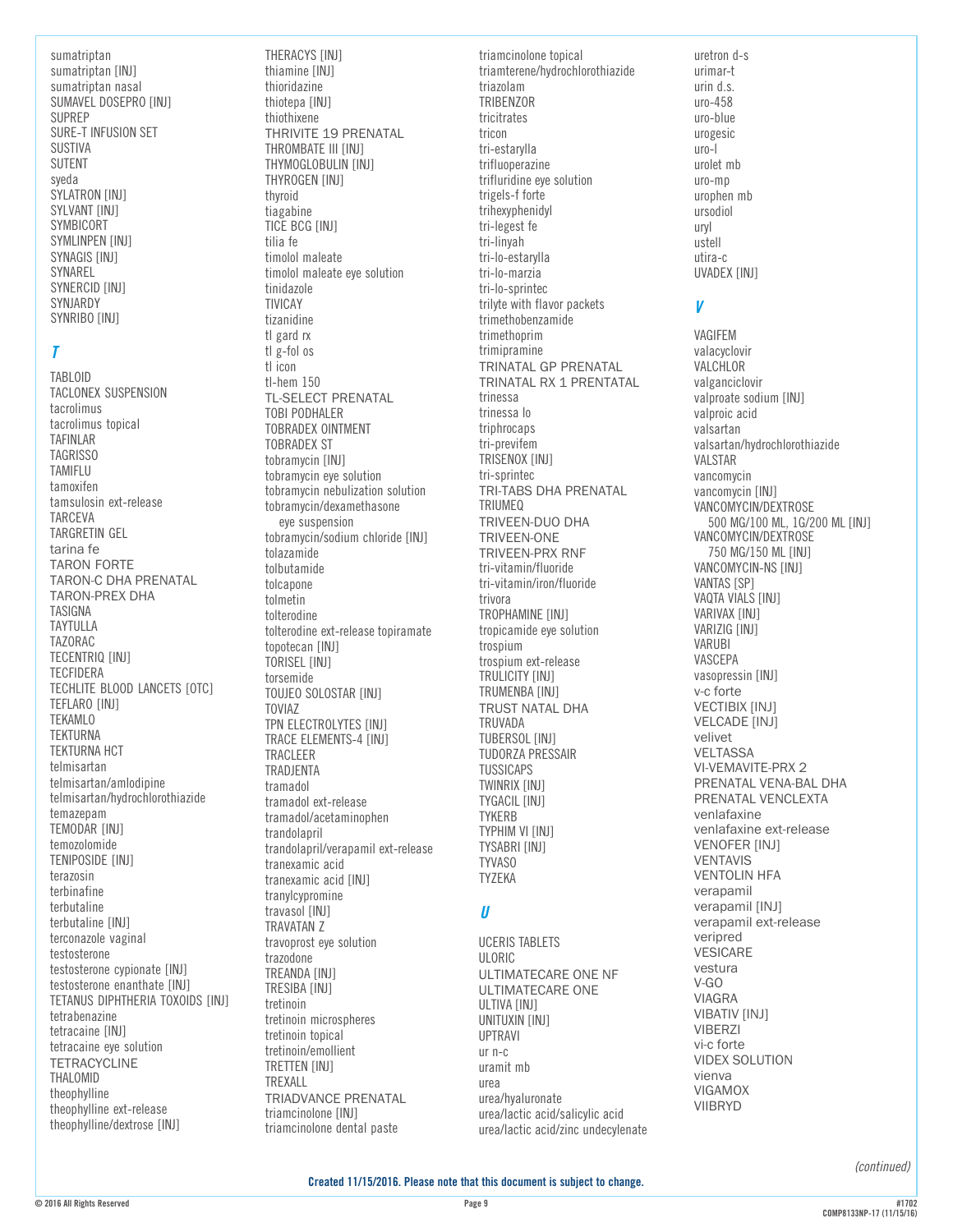sumatriptan
sumatriptan [INJ]
sumatriptan nasal
SUMAVEL DOSEPRO [INJ]
SUPREP
SURE-T INFUSION SET
SUSTIVA
SUTENT
syeda
SYLATRON [INJ]
SYLVANT [INJ]
SYMBICORT
SYMLINPEN [INJ]
SYNAGIS [INJ]
SYNAREL
SYNERCID [INJ]
SYNJARDY
SYNRIBO [INJ]

## T

TABLOID
TACLONEX SUSPENSION
tacrolimus
tacrolimus topical
TAFINLAR
TAGRISSO
TAMIFLU
tamoxifen
tamsulosin ext-release
TARCEVA
TARGRETIN GEL
tarina fe
TARON FORTE
TARON-C DHA PRENATAL
TARON-PREX DHA
TASIGNA
TAYTULLA
TAZORAC
TECENTRIQ [INJ]
TECFIDERA
TECHLITE BLOOD LANCETS [OTC]
TEFLARO [INJ]
TEKAMLO
TEKTURNA
TEKTURNA HCT
telmisartan
telmisartan/amlodipine
telmisartan/hydrochlorothiazide
temazepam
TEMODAR [INJ]
temozolomide
TENIPOSIDE [INJ]
terazosin
terbinafine
terbutaline
terbutaline [INJ]
terconazole vaginal
testosterone
testosterone cypionate [INJ]
testosterone enanthate [INJ]
TETANUS DIPHTHERIA TOXOIDS [INJ]
tetrabenazine
tetracaine [INJ]
tetracaine eye solution
TETRACYCLINE
THALOMID
theophylline
theophylline ext-release
theophylline/dextrose [INJ]
THERACYS [INJ]
thiamine [INJ]
thioridazine
thiotepa [INJ]
thiothixene
THRIVITE 19 PRENATAL
THROMBATE III [INJ]
THYMOGLOBULIN [INJ]
THYROGEN [INJ]
thyroid
tiagabine
TICE BCG [INJ]
tilia fe
timolol maleate
timolol maleate eye solution
tinidazole
TIVICAY
tizanidine
tl gard rx
tl g-fol os
tl icon
tl-hem 150
TL-SELECT PRENATAL
TOBI PODHALER
TOBRADEX OINTMENT
TOBRADEX ST
tobramycin [INJ]
tobramycin eye solution
tobramycin nebulization solution
tobramycin/dexamethasone eye suspension
tobramycin/sodium chloride [INJ]
tolazamide
tolbutamide
tolcapone
tolmetin
tolterodine
tolterodine ext-release topiramate
topotecan [INJ]
TORISEL [INJ]
torsemide
TOUJEO SOLOSTAR [INJ]
TOVIAZ
TPN ELECTROLYTES [INJ]
TRACE ELEMENTS-4 [INJ]
TRACLEER
TRADJENTA
tramadol
tramadol ext-release
tramadol/acetaminophen
trandolapril
trandolapril/verapamil ext-release
tranexamic acid
tranexamic acid [INJ]
tranylcypromine
travasol [INJ]
TRAVATAN Z
travoprost eye solution
trazodone
TREANDA [INJ]
TRESIBA [INJ]
tretinoin
tretinoin microspheres
tretinoin topical
tretinoin/emollient
TRETTEN [INJ]
TREXALL
TRIADVANCE PRENATAL
triamcinolone [INJ]
triamcinolone dental paste
triamcinolone topical
triamterene/hydrochlorothiazide
triazolam
TRIBENZOR
tricitrates
tricon
tri-estarylla
trifluoperazine
trifluridine eye solution
trigels-f forte
trihexyphenidyl
tri-legest fe
tri-linyah
tri-lo-estarylla
tri-lo-marzia
tri-lo-sprintec
trilyte with flavor packets
trimethobenzamide
trimethoprim
trimipramine
TRINATAL GP PRENATAL
TRINATAL RX 1 PRENTATAL
trinessa
trinessa lo
triphrocaps
tri-previfem
TRISENOX [INJ]
tri-sprintec
TRI-TABS DHA PRENATAL
TRIUMEQ
TRIVEEN-DUO DHA
TRIVEEN-ONE
TRIVEEN-PRX RNF
tri-vitamin/fluoride
tri-vitamin/iron/fluoride
trivora
TROPHAMINE [INJ]
tropicamide eye solution
trospium
trospium ext-release
TRULICITY [INJ]
TRUMENBA [INJ]
TRUST NATAL DHA
TRUVADA
TUBERSOL [INJ]
TUDORZA PRESSAIR
TUSSICAPS
TWINRIX [INJ]
TYGACIL [INJ]
TYKERB
TYPHIM VI [INJ]
TYSABRI [INJ]
TYVASO
TYZEKA

## U

UCERIS TABLETS
ULORIC
ULTIMATECARE ONE NF
ULTIMATECARE ONE
ULTIVA [INJ]
UNITUXIN [INJ]
UPTRAVI
ur n-c
uramit mb
urea
urea/hyaluronate
urea/lactic acid/salicylic acid
urea/lactic acid/zinc undecylenate
uretron d-s
urimar-t
urin d.s.
uro-458
uro-blue
urogesic
uro-l
urolet mb
uro-mp
urophen mb
ursodiol
uryl
ustell
utira-c
UVADEX [INJ]

## V

VAGIFEM
valacyclovir
VALCHLOR
valganciclovir
valproate sodium [INJ]
valproic acid
valsartan
valsartan/hydrochlorothiazide
VALSTAR
vancomycin
vancomycin [INJ]
VANCOMYCIN/DEXTROSE 500 MG/100 ML, 1G/200 ML [INJ]
VANCOMYCIN/DEXTROSE 750 MG/150 ML [INJ]
VANCOMYCIN-NS [INJ]
VANTAS [SP]
VAQTA VIALS [INJ]
VARIVAX [INJ]
VARIZIG [INJ]
VARUBI
VASCEPA
vasopressin [INJ]
v-c forte
VECTIBIX [INJ]
VELCADE [INJ]
velivet
VELTASSA
VI-VEMAVITE-PRX 2
PRENATAL VENA-BAL DHA
PRENATAL VENCLEXTA
venlafaxine
venlafaxine ext-release
VENOFER [INJ]
VENTAVIS
VENTOLIN HFA
verapamil
verapamil [INJ]
verapamil ext-release
veripred
VESICARE
vestura
V-GO
VIAGRA
VIBATIV [INJ]
VIBERZI
vi-c forte
VIDEX SOLUTION
vienva
VIGAMOX
VIIBRYD

*(continued)*

**Created 11/15/2016. Please note that this document is subject to change.**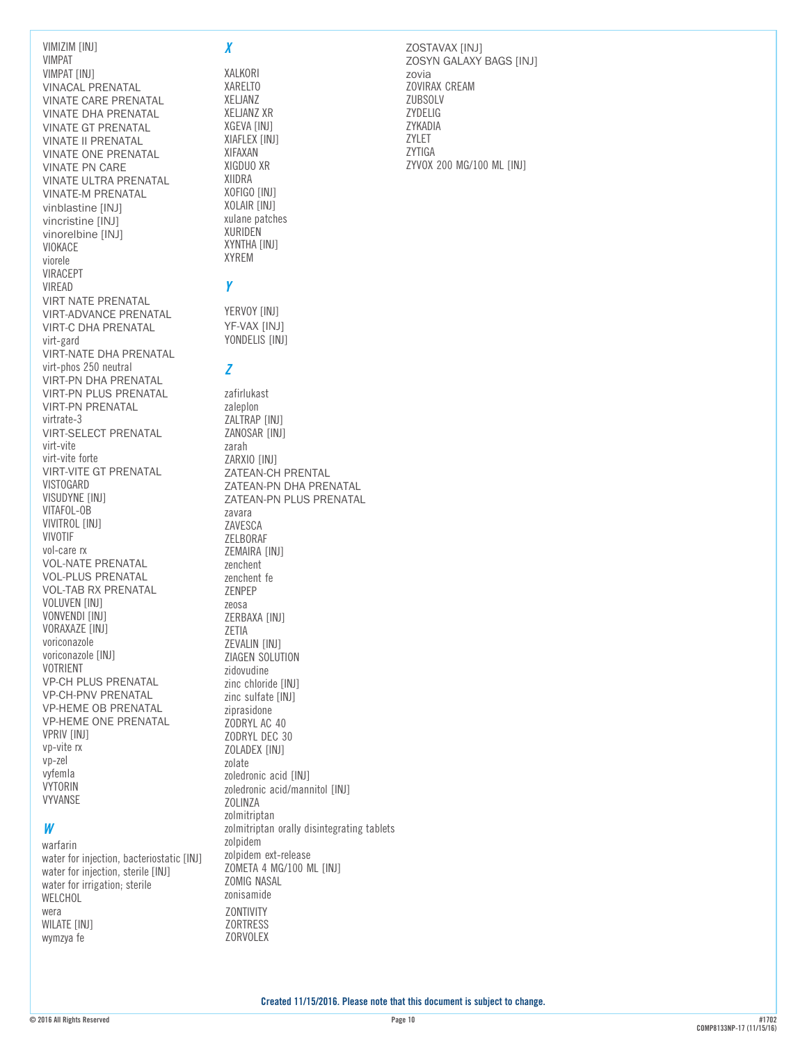VIMIZIM [INJ]
VIMPAT
VIMPAT [INJ]
VINACAL PRENATAL
VINATE CARE PRENATAL
VINATE DHA PRENATAL
VINATE GT PRENATAL
VINATE II PRENATAL
VINATE ONE PRENATAL
VINATE PN CARE
VINATE ULTRA PRENATAL
VINATE-M PRENATAL
vinblastine [INJ]
vincristine [INJ]
vinorelbine [INJ]
VIOKACE
viorele
VIRACEPT
VIREAD
VIRT NATE PRENATAL
VIRT-ADVANCE PRENATAL
VIRT-C DHA PRENATAL
virt-gard
VIRT-NATE DHA PRENATAL
virt-phos 250 neutral
VIRT-PN DHA PRENATAL
VIRT-PN PLUS PRENATAL
VIRT-PN PRENATAL
virtrate-3
VIRT-SELECT PRENATAL
virt-vite
virt-vite forte
VIRT-VITE GT PRENATAL
VISTOGARD
VISUDYNE [INJ]
VITAFOL-OB
VIVITROL [INJ]
VIVOTIF
vol-care rx
VOL-NATE PRENATAL
VOL-PLUS PRENATAL
VOL-TAB RX PRENATAL
VOLUVEN [INJ]
VONVENDI [INJ]
VORAXAZE [INJ]
voriconazole
voriconazole [INJ]
VOTRIENT
VP-CH PLUS PRENATAL
VP-CH-PNV PRENATAL
VP-HEME OB PRENATAL
VP-HEME ONE PRENATAL
VPRIV [INJ]
vp-vite rx
vp-zel
vyfemla
VYTORIN
VYVANSE

## W

warfarin
water for injection, bacteriostatic [INJ]
water for injection, sterile [INJ]
water for irrigation; sterile
WELCHOL
wera
WILATE [INJ]
wymzya fe

## X

XALKORI
XARELTO
XELJANZ
XELJANZ XR
XGEVA [INJ]
XIAFLEX [INJ]
XIFAXAN
XIGDUO XR
XIIDRA
XOFIGO [INJ]
XOLAIR [INJ]
xulane patches
XURIDEN
XYNTHA [INJ]
XYREM

## Y

YERVOY [INJ]
YF-VAX [INJ]
YONDELIS [INJ]

## Z

zafirlukast
zaleplon
ZALTRAP [INJ]
ZANOSAR [INJ]
zarah
ZARXIO [INJ]
ZATEAN-CH PRENTAL
ZATEAN-PN DHA PRENATAL
ZATEAN-PN PLUS PRENATAL
zavara
ZAVESCA
ZELBORAF
ZEMAIRA [INJ]
zenchent
zenchent fe
ZENPEP
zeosa
ZERBAXA [INJ]
ZETIA
ZEVALIN [INJ]
ZIAGEN SOLUTION
zidovudine
zinc chloride [INJ]
zinc sulfate [INJ]
ziprasidone
ZODRYL AC 40
ZODRYL DEC 30
ZOLADEX [INJ]
zolate
zoledronic acid [INJ]
zoledronic acid/mannitol [INJ]
ZOLINZA
zolmitriptan
zolmitriptan orally disintegrating tablets
zolpidem
zolpidem ext-release
ZOMETA 4 MG/100 ML [INJ]
ZOMIG NASAL
zonisamide
ZONTIVITY
ZORTRESS
ZORVOLEX
ZOSTAVAX [INJ]
ZOSYN GALAXY BAGS [INJ]
zovia
ZOVIRAX CREAM
ZUBSOLV
ZYDELIG
ZYKADIA
ZYLET
ZYTIGA
ZYVOX 200 MG/100 ML [INJ]

**Created 11/15/2016. Please note that this document is subject to change.**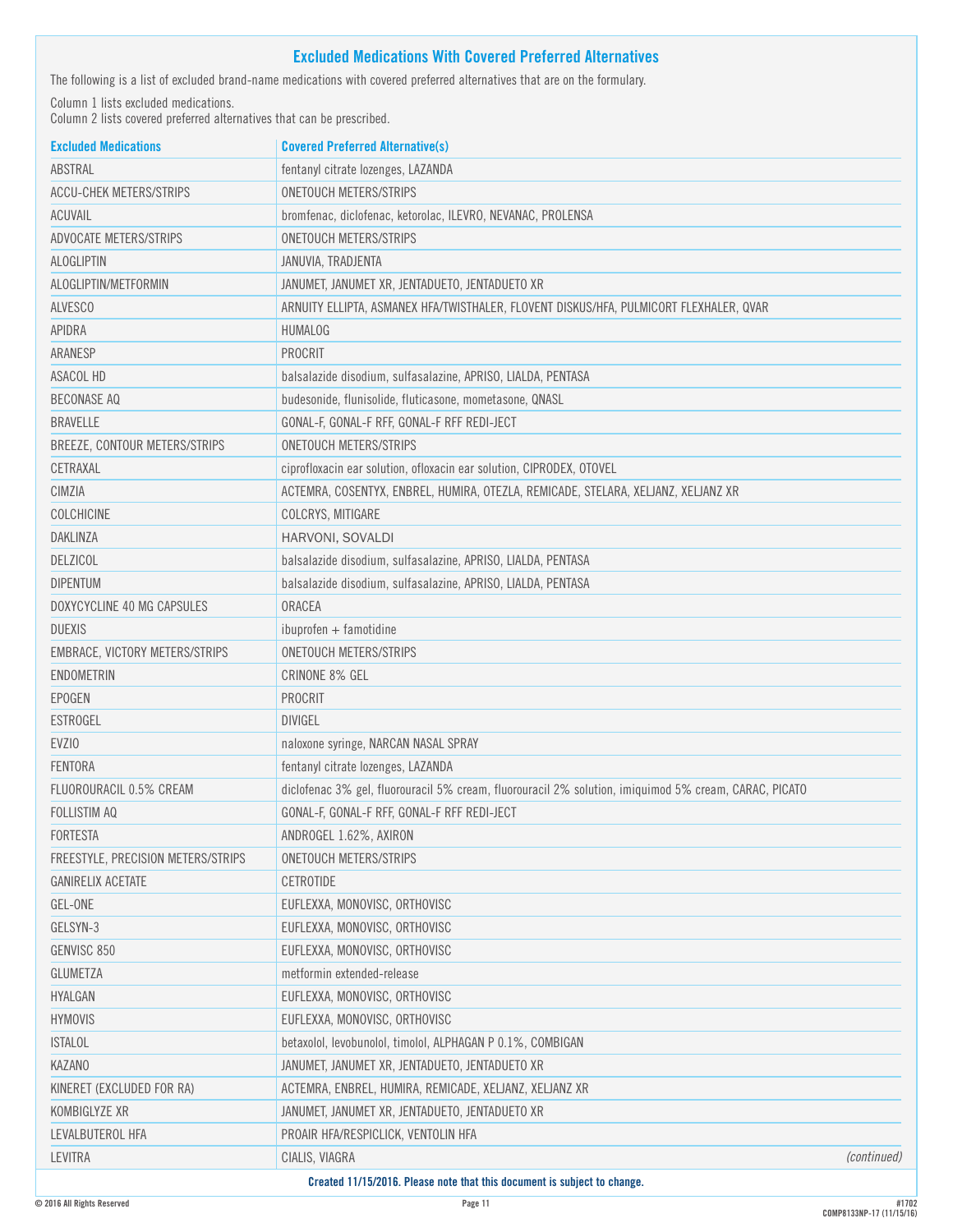## Excluded Medications With Covered Preferred Alternatives

The following is a list of excluded brand-name medications with covered preferred alternatives that are on the formulary.

Column 1 lists excluded medications.
Column 2 lists covered preferred alternatives that can be prescribed.

| Excluded Medications | Covered Preferred Alternative(s) |
|---|---|
| ABSTRAL | fentanyl citrate lozenges, LAZANDA |
| ACCU-CHEK METERS/STRIPS | ONETOUCH METERS/STRIPS |
| ACUVAIL | bromfenac, diclofenac, ketorolac, ILEVRO, NEVANAC, PROLENSA |
| ADVOCATE METERS/STRIPS | ONETOUCH METERS/STRIPS |
| ALOGLIPTIN | JANUVIA, TRADJENTA |
| ALOGLIPTIN/METFORMIN | JANUMET, JANUMET XR, JENTADUETO, JENTADUETO XR |
| ALVESCO | ARNUITY ELLIPTA, ASMANEX HFA/TWISTHALER, FLOVENT DISKUS/HFA, PULMICORT FLEXHALER, QVAR |
| APIDRA | HUMALOG |
| ARANESP | PROCRIT |
| ASACOL HD | balsalazide disodium, sulfasalazine, APRISO, LIALDA, PENTASA |
| BECONASE AQ | budesonide, flunisolide, fluticasone, mometasone, QNASL |
| BRAVELLE | GONAL-F, GONAL-F RFF, GONAL-F RFF REDI-JECT |
| BREEZE, CONTOUR METERS/STRIPS | ONETOUCH METERS/STRIPS |
| CETRAXAL | ciprofloxacin ear solution, ofloxacin ear solution, CIPRODEX, OTOVEL |
| CIMZIA | ACTEMRA, COSENTYX, ENBREL, HUMIRA, OTEZLA, REMICADE, STELARA, XELJANZ, XELJANZ XR |
| COLCHICINE | COLCRYS, MITIGARE |
| DAKLINZA | HARVONI, SOVALDI |
| DELZICOL | balsalazide disodium, sulfasalazine, APRISO, LIALDA, PENTASA |
| DIPENTUM | balsalazide disodium, sulfasalazine, APRISO, LIALDA, PENTASA |
| DOXYCYCLINE 40 MG CAPSULES | ORACEA |
| DUEXIS | ibuprofen + famotidine |
| EMBRACE, VICTORY METERS/STRIPS | ONETOUCH METERS/STRIPS |
| ENDOMETRIN | CRINONE 8% GEL |
| EPOGEN | PROCRIT |
| ESTROGEL | DIVIGEL |
| EVZIO | naloxone syringe, NARCAN NASAL SPRAY |
| FENTORA | fentanyl citrate lozenges, LAZANDA |
| FLUOROURACIL 0.5% CREAM | diclofenac 3% gel, fluorouracil 5% cream, fluorouracil 2% solution, imiquimod 5% cream, CARAC, PICATO |
| FOLLISTIM AQ | GONAL-F, GONAL-F RFF, GONAL-F RFF REDI-JECT |
| FORTESTA | ANDROGEL 1.62%, AXIRON |
| FREESTYLE, PRECISION METERS/STRIPS | ONETOUCH METERS/STRIPS |
| GANIRELIX ACETATE | CETROTIDE |
| GEL-ONE | EUFLEXXA, MONOVISC, ORTHOVISC |
| GELSYN-3 | EUFLEXXA, MONOVISC, ORTHOVISC |
| GENVISC 850 | EUFLEXXA, MONOVISC, ORTHOVISC |
| GLUMETZA | metformin extended-release |
| HYALGAN | EUFLEXXA, MONOVISC, ORTHOVISC |
| HYMOVIS | EUFLEXXA, MONOVISC, ORTHOVISC |
| ISTALOL | betaxolol, levobunolol, timolol, ALPHAGAN P 0.1%, COMBIGAN |
| KAZANO | JANUMET, JANUMET XR, JENTADUETO, JENTADUETO XR |
| KINERET (EXCLUDED FOR RA) | ACTEMRA, ENBREL, HUMIRA, REMICADE, XELJANZ, XELJANZ XR |
| KOMBIGLYZE XR | JANUMET, JANUMET XR, JENTADUETO, JENTADUETO XR |
| LEVALBUTEROL HFA | PROAIR HFA/RESPICLICK, VENTOLIN HFA |
| LEVITRA | CIALIS, VIAGRA |

*(continued)*

**Created 11/15/2016. Please note that this document is subject to change.**

© 2016 All Rights Reserved

#1702
COMP8133NP-17 (11/15/16)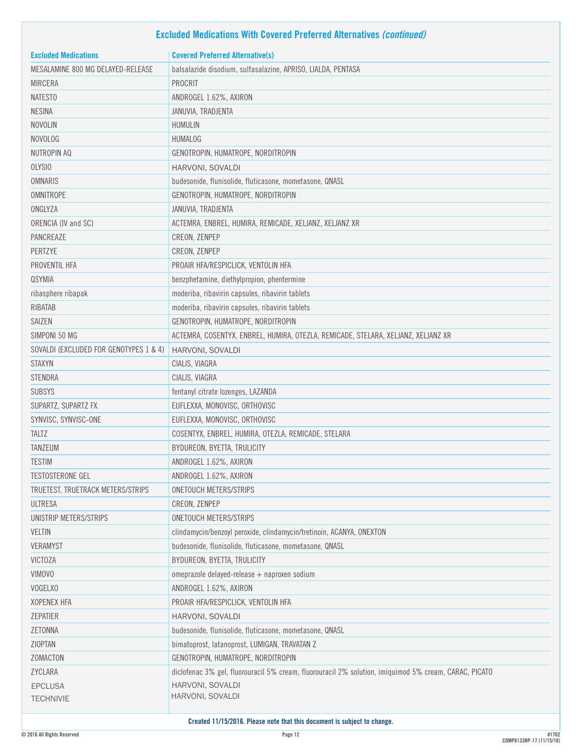## Excluded Medications With Covered Preferred Alternatives *(continued)*

| Excluded Medications | Covered Preferred Alternative(s) |
|---|---|
| MESALAMINE 800 MG DELAYED-RELEASE | balsalazide disodium, sulfasalazine, APRISO, LIALDA, PENTASA |
| MIRCERA | PROCRIT |
| NATESTO | ANDROGEL 1.62%, AXIRON |
| NESINA | JANUVIA, TRADJENTA |
| NOVOLIN | HUMULIN |
| NOVOLOG | HUMALOG |
| NUTROPIN AQ | GENOTROPIN, HUMATROPE, NORDITROPIN |
| OLYSIO | HARVONI, SOVALDI |
| OMNARIS | budesonide, flunisolide, fluticasone, mometasone, QNASL |
| OMNITROPE | GENOTROPIN, HUMATROPE, NORDITROPIN |
| ONGLYZA | JANUVIA, TRADJENTA |
| ORENCIA (IV and SC) | ACTEMRA, ENBREL, HUMIRA, REMICADE, XELJANZ, XELJANZ XR |
| PANCREAZE | CREON, ZENPEP |
| PERTZYE | CREON, ZENPEP |
| PROVENTIL HFA | PROAIR HFA/RESPICLICK, VENTOLIN HFA |
| QSYMIA | benzphetamine, diethylpropion, phentermine |
| ribasphere ribapak | moderiba, ribavirin capsules, ribavirin tablets |
| RIBATAB | moderiba, ribavirin capsules, ribavirin tablets |
| SAIZEN | GENOTROPIN, HUMATROPE, NORDITROPIN |
| SIMPONI 50 MG | ACTEMRA, COSENTYX, ENBREL, HUMIRA, OTEZLA, REMICADE, STELARA, XELJANZ, XELJANZ XR |
| SOVALDI (EXCLUDED FOR GENOTYPES 1 & 4) | HARVONI, SOVALDI |
| STAXYN | CIALIS, VIAGRA |
| STENDRA | CIALIS, VIAGRA |
| SUBSYS | fentanyl citrate lozenges, LAZANDA |
| SUPARTZ, SUPARTZ FX | EUFLEXXA, MONOVISC, ORTHOVISC |
| SYNVISC, SYNVISC-ONE | EUFLEXXA, MONOVISC, ORTHOVISC |
| TALTZ | COSENTYX, ENBREL, HUMIRA, OTEZLA, REMICADE, STELARA |
| TANZEUM | BYDUREON, BYETTA, TRULICITY |
| TESTIM | ANDROGEL 1.62%, AXIRON |
| TESTOSTERONE GEL | ANDROGEL 1.62%, AXIRON |
| TRUETEST, TRUETRACK METERS/STRIPS | ONETOUCH METERS/STRIPS |
| ULTRESA | CREON, ZENPEP |
| UNISTRIP METERS/STRIPS | ONETOUCH METERS/STRIPS |
| VELTIN | clindamycin/benzoyl peroxide, clindamycin/tretinoin, ACANYA, ONEXTON |
| VERAMYST | budesonide, flunisolide, fluticasone, mometasone, QNASL |
| VICTOZA | BYDUREON, BYETTA, TRULICITY |
| VIMOVO | omeprazole delayed-release + naproxen sodium |
| VOGELXO | ANDROGEL 1.62%, AXIRON |
| XOPENEX HFA | PROAIR HFA/RESPICLICK, VENTOLIN HFA |
| ZEPATIER | HARVONI, SOVALDI |
| ZETONNA | budesonide, flunisolide, fluticasone, mometasone, QNASL |
| ZIOPTAN | bimatoprost, latanoprost, LUMIGAN, TRAVATAN Z |
| ZOMACTON | GENOTROPIN, HUMATROPE, NORDITROPIN |
| ZYCLARA | diclofenac 3% gel, fluorouracil 5% cream, fluorouracil 2% solution, imiquimod 5% cream, CARAC, PICATO |
| EPCLUSA | HARVONI, SOVALDI |
| TECHNIVIE | HARVONI, SOVALDI |

**Created 11/15/2016. Please note that this document is subject to change.**

© 2016 All Rights Reserved

#1702
COMP8133NP-17 (11/15/16)